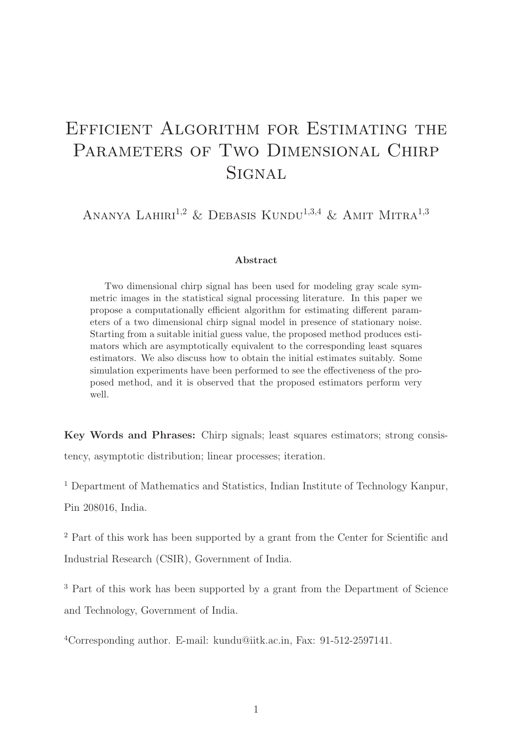# Efficient Algorithm for Estimating the Parameters of Two Dimensional Chirp Signal

Ananya Lahiri[1,2] & Debasis Kundu[1,3,4] & Amit Mitra[1,3]

**Abstract**

Two dimensional chirp signal has been used for modeling gray scale symmetric images in the statistical signal processing literature. In this paper we propose a computationally efficient algorithm for estimating different parameters of a two dimensional chirp signal model in presence of stationary noise. Starting from a suitable initial guess value, the proposed method produces estimators which are asymptotically equivalent to the corresponding least squares estimators. We also discuss how to obtain the initial estimates suitably. Some simulation experiments have been performed to see the effectiveness of the proposed method, and it is observed that the proposed estimators perform very well.

**Key Words and Phrases:** Chirp signals; least squares estimators; strong consistency, asymptotic distribution; linear processes; iteration.

[1] Department of Mathematics and Statistics, Indian Institute of Technology Kanpur, Pin 208016, India.

[2] Part of this work has been supported by a grant from the Center for Scientific and Industrial Research (CSIR), Government of India.

[3] Part of this work has been supported by a grant from the Department of Science and Technology, Government of India.

[4] Corresponding author. E-mail: kundu@iitk.ac.in, Fax: 91-512-2597141.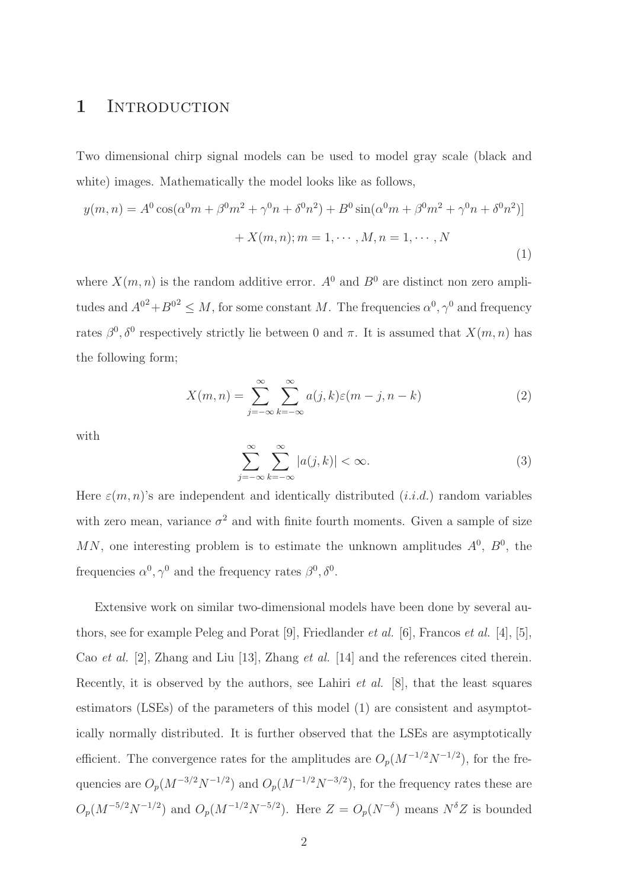# 1 Introduction

Two dimensional chirp signal models can be used to model gray scale (black and white) images. Mathematically the model looks like as follows,

$$
\begin{aligned}
y(m,n) = A^0 \cos(\alpha^0 m + \beta^0 m^2 + \gamma^0 n + \delta^0 n^2) + B^0 \sin(\alpha^0 m + \beta^0 m^2 + \gamma^0 n + \delta^0 n^2)] \\
+ X(m,n); m = 1, \cdots, M, n = 1, \cdots, N
\end{aligned}
\tag{1}
$$

where $X(m,n)$ is the random additive error. $A^0$ and $B^0$ are distinct non zero amplitudes and ${A^0}^2 + {B^0}^2 \leq M$, for some constant $M$. The frequencies $\alpha^0, \gamma^0$ and frequency rates $\beta^0, \delta^0$ respectively strictly lie between 0 and $\pi$. It is assumed that $X(m,n)$ has the following form;

$$
X(m,n) = \sum_{j=-\infty}^{\infty} \sum_{k=-\infty}^{\infty} a(j,k) \varepsilon(m-j, n-k) \tag{2}
$$

with

$$
\sum_{j=-\infty}^{\infty} \sum_{k=-\infty}^{\infty} |a(j,k)| < \infty. \tag{3}
$$

Here $\varepsilon(m,n)$'s are independent and identically distributed (*i.i.d.*) random variables with zero mean, variance $\sigma^2$ and with finite fourth moments. Given a sample of size $MN$, one interesting problem is to estimate the unknown amplitudes $A^0$, $B^0$, the frequencies $\alpha^0, \gamma^0$ and the frequency rates $\beta^0, \delta^0$.

Extensive work on similar two-dimensional models have been done by several authors, see for example Peleg and Porat [9], Friedlander *et al.* [6], Francos *et al.* [4], [5], Cao *et al.* [2], Zhang and Liu [13], Zhang *et al.* [14] and the references cited therein. Recently, it is observed by the authors, see Lahiri *et al.* [8], that the least squares estimators (LSEs) of the parameters of this model (1) are consistent and asymptotically normally distributed. It is further observed that the LSEs are asymptotically efficient. The convergence rates for the amplitudes are $O_p(M^{-1/2}N^{-1/2})$, for the frequencies are $O_p(M^{-3/2}N^{-1/2})$ and $O_p(M^{-1/2}N^{-3/2})$, for the frequency rates these are $O_p(M^{-5/2}N^{-1/2})$ and $O_p(M^{-1/2}N^{-5/2})$. Here $Z = O_p(N^{-\delta})$ means $N^{\delta}Z$ is bounded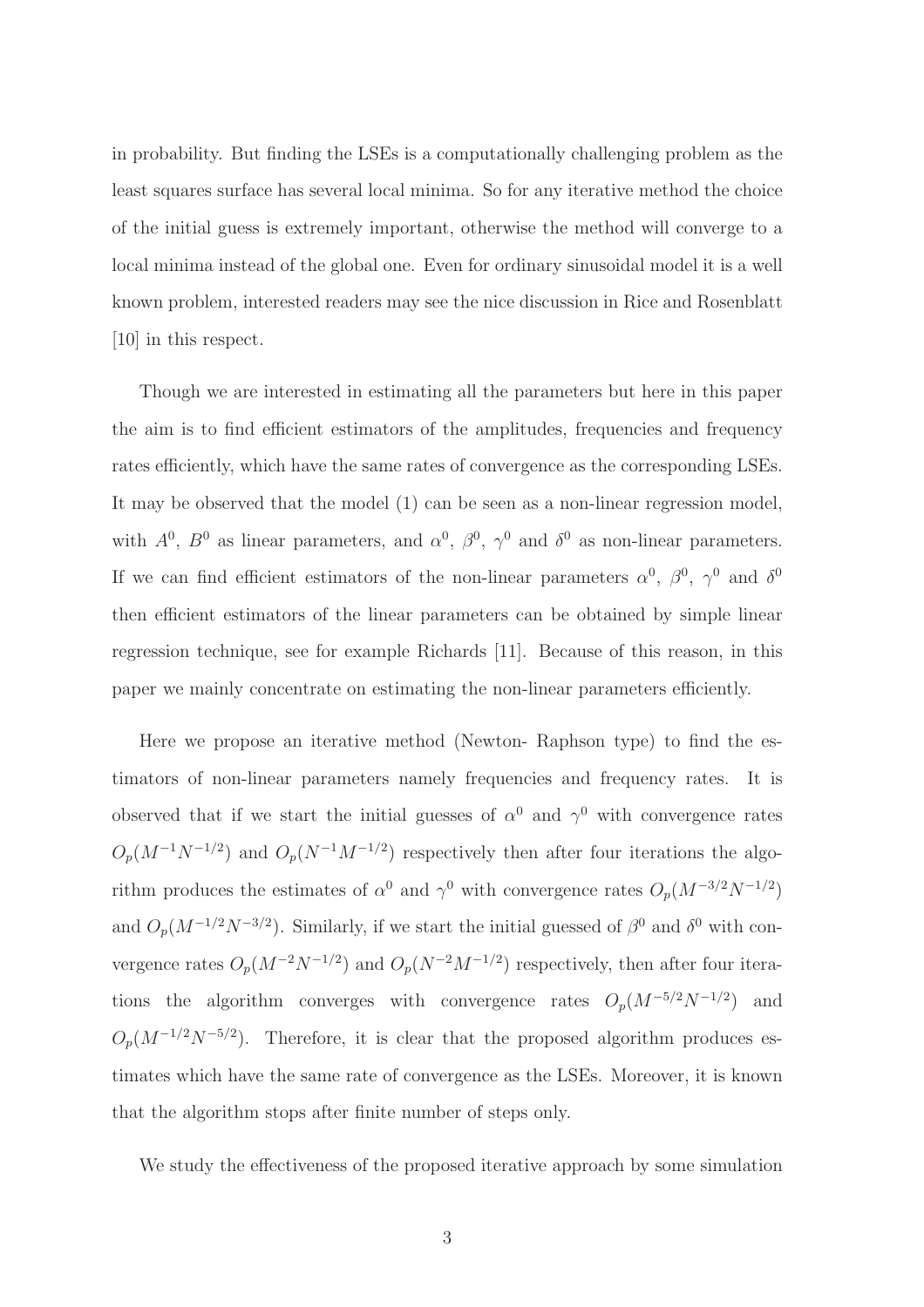in probability. But finding the LSEs is a computationally challenging problem as the least squares surface has several local minima. So for any iterative method the choice of the initial guess is extremely important, otherwise the method will converge to a local minima instead of the global one. Even for ordinary sinusoidal model it is a well known problem, interested readers may see the nice discussion in Rice and Rosenblatt [10] in this respect.

Though we are interested in estimating all the parameters but here in this paper the aim is to find efficient estimators of the amplitudes, frequencies and frequency rates efficiently, which have the same rates of convergence as the corresponding LSEs. It may be observed that the model (1) can be seen as a non-linear regression model, with $A^0$, $B^0$ as linear parameters, and $\alpha^0$, $\beta^0$, $\gamma^0$ and $\delta^0$ as non-linear parameters. If we can find efficient estimators of the non-linear parameters $\alpha^0$, $\beta^0$, $\gamma^0$ and $\delta^0$ then efficient estimators of the linear parameters can be obtained by simple linear regression technique, see for example Richards [11]. Because of this reason, in this paper we mainly concentrate on estimating the non-linear parameters efficiently.

Here we propose an iterative method (Newton- Raphson type) to find the estimators of non-linear parameters namely frequencies and frequency rates. It is observed that if we start the initial guesses of $\alpha^0$ and $\gamma^0$ with convergence rates $O_p(M^{-1}N^{-1/2})$ and $O_p(N^{-1}M^{-1/2})$ respectively then after four iterations the algorithm produces the estimates of $\alpha^0$ and $\gamma^0$ with convergence rates $O_p(M^{-3/2}N^{-1/2})$ and $O_p(M^{-1/2}N^{-3/2})$. Similarly, if we start the initial guessed of $\beta^0$ and $\delta^0$ with convergence rates $O_p(M^{-2}N^{-1/2})$ and $O_p(N^{-2}M^{-1/2})$ respectively, then after four iterations the algorithm converges with convergence rates $O_p(M^{-5/2}N^{-1/2})$ and $O_p(M^{-1/2}N^{-5/2})$. Therefore, it is clear that the proposed algorithm produces estimates which have the same rate of convergence as the LSEs. Moreover, it is known that the algorithm stops after finite number of steps only.

We study the effectiveness of the proposed iterative approach by some simulation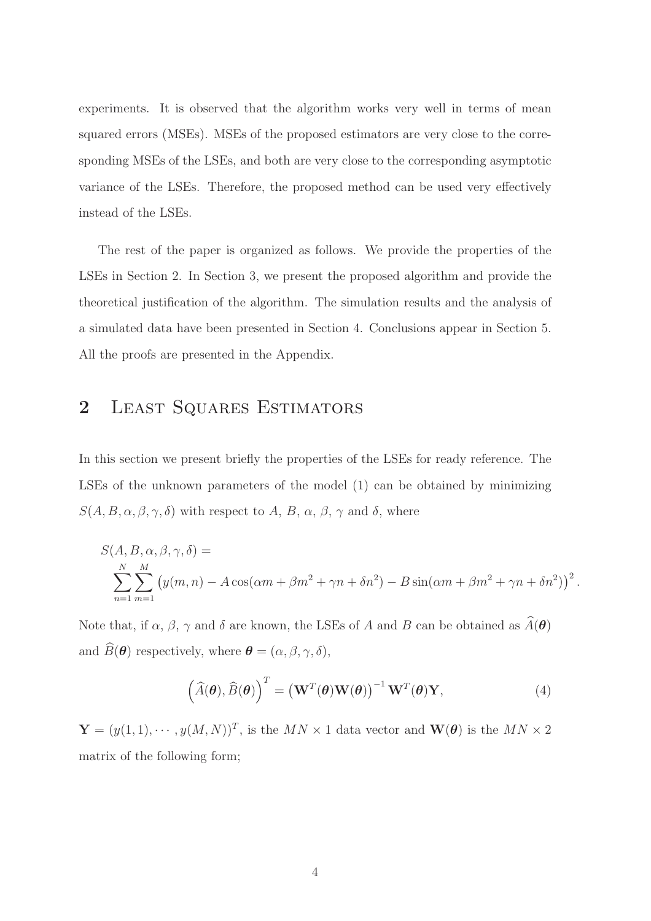experiments. It is observed that the algorithm works very well in terms of mean squared errors (MSEs). MSEs of the proposed estimators are very close to the corresponding MSEs of the LSEs, and both are very close to the corresponding asymptotic variance of the LSEs. Therefore, the proposed method can be used very effectively instead of the LSEs.

The rest of the paper is organized as follows. We provide the properties of the LSEs in Section 2. In Section 3, we present the proposed algorithm and provide the theoretical justification of the algorithm. The simulation results and the analysis of a simulated data have been presented in Section 4. Conclusions appear in Section 5. All the proofs are presented in the Appendix.

## 2 Least Squares Estimators

In this section we present briefly the properties of the LSEs for ready reference. The LSEs of the unknown parameters of the model (1) can be obtained by minimizing $S(A, B, \alpha, \beta, \gamma, \delta)$ with respect to $A$, $B$, $\alpha$, $\beta$, $\gamma$ and $\delta$, where

$$S(A, B, \alpha, \beta, \gamma, \delta) = \sum_{n=1}^{N}\sum_{m=1}^{M}\left(y(m,n) - A\cos(\alpha m + \beta m^2 + \gamma n + \delta n^2) - B\sin(\alpha m + \beta m^2 + \gamma n + \delta n^2)\right)^2.$$

Note that, if $\alpha$, $\beta$, $\gamma$ and $\delta$ are known, the LSEs of $A$ and $B$ can be obtained as $\widehat{A}(\boldsymbol{\theta})$ and $\widehat{B}(\boldsymbol{\theta})$ respectively, where $\boldsymbol{\theta} = (\alpha, \beta, \gamma, \delta)$,

$$\left(\widehat{A}(\boldsymbol{\theta}), \widehat{B}(\boldsymbol{\theta})\right)^T = \left(\mathbf{W}^T(\boldsymbol{\theta})\mathbf{W}(\boldsymbol{\theta})\right)^{-1}\mathbf{W}^T(\boldsymbol{\theta})\mathbf{Y}, \tag{4}$$

$\mathbf{Y} = (y(1,1), \cdots, y(M,N))^T$, is the $MN \times 1$ data vector and $\mathbf{W}(\boldsymbol{\theta})$ is the $MN \times 2$ matrix of the following form;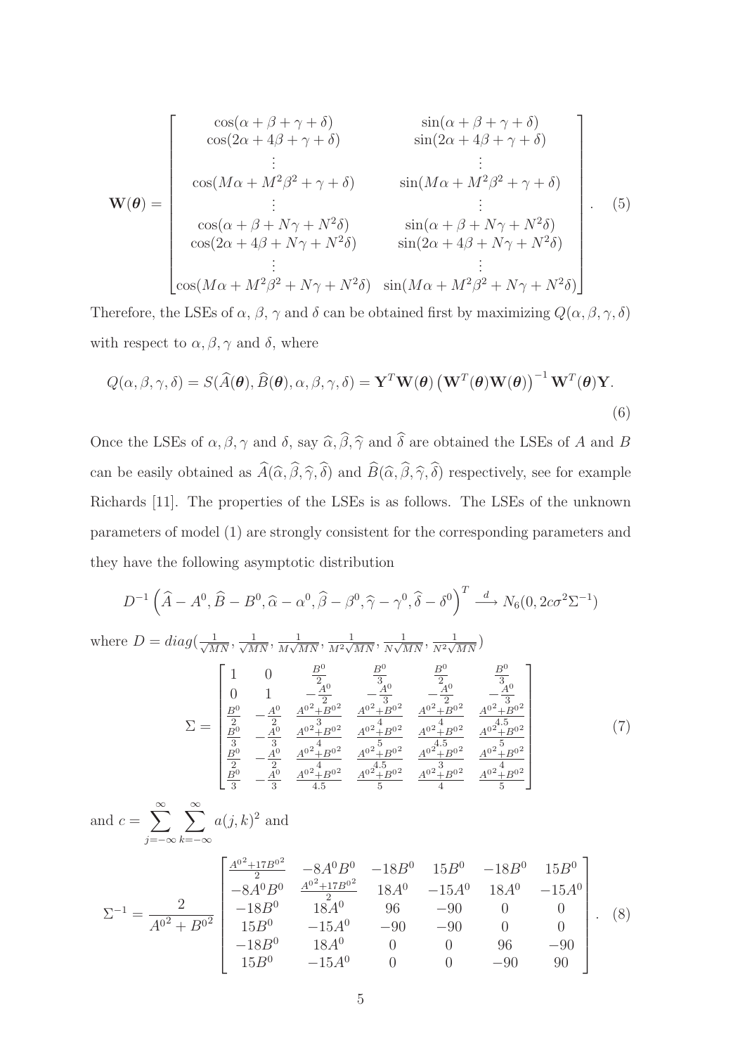$$
\mathbf{W}(\boldsymbol{\theta}) = \begin{bmatrix}
\cos(\alpha+\beta+\gamma+\delta) & \sin(\alpha+\beta+\gamma+\delta) \\
\cos(2\alpha+4\beta+\gamma+\delta) & \sin(2\alpha+4\beta+\gamma+\delta) \\
\vdots & \vdots \\
\cos(M\alpha+M^2\beta^2+\gamma+\delta) & \sin(M\alpha+M^2\beta^2+\gamma+\delta) \\
\vdots & \vdots \\
\cos(\alpha+\beta+N\gamma+N^2\delta) & \sin(\alpha+\beta+N\gamma+N^2\delta) \\
\cos(2\alpha+4\beta+N\gamma+N^2\delta) & \sin(2\alpha+4\beta+N\gamma+N^2\delta) \\
\vdots & \vdots \\
\cos(M\alpha+M^2\beta^2+N\gamma+N^2\delta) & \sin(M\alpha+M^2\beta^2+N\gamma+N^2\delta)
\end{bmatrix}. \quad (5)
$$

Therefore, the LSEs of $\alpha$, $\beta$, $\gamma$ and $\delta$ can be obtained first by maximizing $Q(\alpha,\beta,\gamma,\delta)$ with respect to $\alpha,\beta,\gamma$ and $\delta$, where

$$
Q(\alpha,\beta,\gamma,\delta) = S(\widehat{A}(\boldsymbol{\theta}),\widehat{B}(\boldsymbol{\theta}),\alpha,\beta,\gamma,\delta) = \mathbf{Y}^T\mathbf{W}(\boldsymbol{\theta})\left(\mathbf{W}^T(\boldsymbol{\theta})\mathbf{W}(\boldsymbol{\theta})\right)^{-1}\mathbf{W}^T(\boldsymbol{\theta})\mathbf{Y}. \quad (6)
$$

Once the LSEs of $\alpha,\beta,\gamma$ and $\delta$, say $\widehat{\alpha},\widehat{\beta},\widehat{\gamma}$ and $\widehat{\delta}$ are obtained the LSEs of $A$ and $B$ can be easily obtained as $\widehat{A}(\widehat{\alpha},\widehat{\beta},\widehat{\gamma},\widehat{\delta})$ and $\widehat{B}(\widehat{\alpha},\widehat{\beta},\widehat{\gamma},\widehat{\delta})$ respectively, see for example Richards [11]. The properties of the LSEs is as follows. The LSEs of the unknown parameters of model (1) are strongly consistent for the corresponding parameters and they have the following asymptotic distribution

$$
D^{-1}\left(\widehat{A}-A^0,\widehat{B}-B^0,\widehat{\alpha}-\alpha^0,\widehat{\beta}-\beta^0,\widehat{\gamma}-\gamma^0,\widehat{\delta}-\delta^0\right)^T \xrightarrow{d} N_6(0,2c\sigma^2\Sigma^{-1})
$$

where $D = diag(\frac{1}{\sqrt{MN}},\frac{1}{\sqrt{MN}},\frac{1}{M\sqrt{MN}},\frac{1}{M^2\sqrt{MN}},\frac{1}{N\sqrt{MN}},\frac{1}{N^2\sqrt{MN}})$

$$
\Sigma = \begin{bmatrix}
1 & 0 & \frac{B^0}{2} & \frac{B^0}{3} & \frac{B^0}{2} & \frac{B^0}{3} \\
0 & 1 & -\frac{A^0}{2} & -\frac{A^0}{3} & -\frac{A^0}{2} & -\frac{A^0}{3} \\
\frac{B^0}{2} & -\frac{A^0}{2} & \frac{A^{0^2}+B^{0^2}}{3} & \frac{A^{0^2}+B^{0^2}}{4} & \frac{A^{0^2}+B^{0^2}}{4} & \frac{A^{0^2}+B^{0^2}}{4.5} \\
\frac{B^0}{3} & -\frac{A^0}{3} & \frac{A^{0^2}+B^{0^2}}{4} & \frac{A^{0^2}+B^{0^2}}{5} & \frac{A^{0^2}+B^{0^2}}{4.5} & \frac{A^{0^2}+B^{0^2}}{5} \\
\frac{B^0}{2} & -\frac{A^0}{2} & \frac{A^{0^2}+B^{0^2}}{4} & \frac{A^{0^2}+B^{0^2}}{4.5} & \frac{A^{0^2}+B^{0^2}}{3} & \frac{A^{0^2}+B^{0^2}}{4} \\
\frac{B^0}{3} & -\frac{A^0}{3} & \frac{A^{0^2}+B^{0^2}}{4.5} & \frac{A^{0^2}+B^{0^2}}{5} & \frac{A^{0^2}+B^{0^2}}{4} & \frac{A^{0^2}+B^{0^2}}{5}
\end{bmatrix} \quad (7)
$$

and $c = \sum_{j=-\infty}^{\infty}\sum_{k=-\infty}^{\infty} a(j,k)^2$ and

$$
\Sigma^{-1} = \frac{2}{A^{0^2}+B^{0^2}}\begin{bmatrix}
\frac{A^{0^2}+17B^{0^2}}{2} & -8A^0B^0 & -18B^0 & 15B^0 & -18B^0 & 15B^0 \\
-8A^0B^0 & \frac{A^{0^2}+17B^{0^2}}{2} & 18A^0 & -15A^0 & 18A^0 & -15A^0 \\
-18B^0 & 18A^0 & 96 & -90 & 0 & 0 \\
15B^0 & -15A^0 & -90 & -90 & 0 & 0 \\
-18B^0 & 18A^0 & 0 & 0 & 96 & -90 \\
15B^0 & -15A^0 & 0 & 0 & -90 & 90
\end{bmatrix}. \quad (8)
$$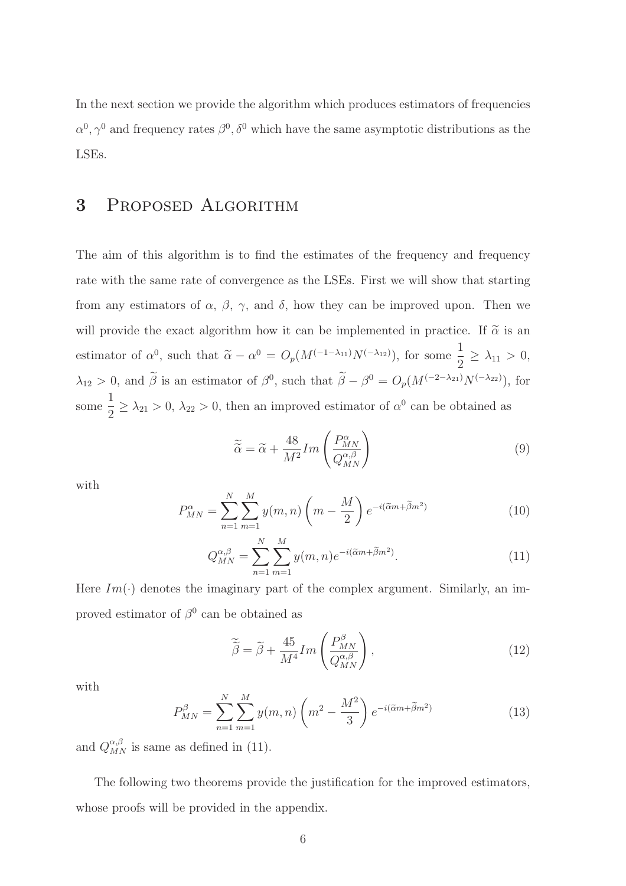In the next section we provide the algorithm which produces estimators of frequencies $\alpha^0, \gamma^0$ and frequency rates $\beta^0, \delta^0$ which have the same asymptotic distributions as the LSEs.

# 3 Proposed Algorithm

The aim of this algorithm is to find the estimates of the frequency and frequency rate with the same rate of convergence as the LSEs. First we will show that starting from any estimators of $\alpha$, $\beta$, $\gamma$, and $\delta$, how they can be improved upon. Then we will provide the exact algorithm how it can be implemented in practice. If $\widetilde{\alpha}$ is an estimator of $\alpha^0$, such that $\widetilde{\alpha} - \alpha^0 = O_p(M^{(-1-\lambda_{11})}N^{(-\lambda_{12})})$, for some $\frac{1}{2} \geq \lambda_{11} > 0$, $\lambda_{12} > 0$, and $\widetilde{\beta}$ is an estimator of $\beta^0$, such that $\widetilde{\beta} - \beta^0 = O_p(M^{(-2-\lambda_{21})}N^{(-\lambda_{22})})$, for some $\frac{1}{2} \geq \lambda_{21} > 0$, $\lambda_{22} > 0$, then an improved estimator of $\alpha^0$ can be obtained as

$$\widetilde{\widetilde{\alpha}} = \widetilde{\alpha} + \frac{48}{M^2} Im\left(\frac{P^{\alpha}_{MN}}{Q^{\alpha,\beta}_{MN}}\right) \tag{9}$$

with

$$P^{\alpha}_{MN} = \sum_{n=1}^{N}\sum_{m=1}^{M} y(m,n)\left(m - \frac{M}{2}\right)e^{-i(\widetilde{\alpha}m + \widetilde{\beta}m^2)} \tag{10}$$

$$Q^{\alpha,\beta}_{MN} = \sum_{n=1}^{N}\sum_{m=1}^{M} y(m,n)e^{-i(\widetilde{\alpha}m + \widetilde{\beta}m^2)}. \tag{11}$$

Here $Im(\cdot)$ denotes the imaginary part of the complex argument. Similarly, an improved estimator of $\beta^0$ can be obtained as

$$\widetilde{\widetilde{\beta}} = \widetilde{\beta} + \frac{45}{M^4} Im\left(\frac{P^{\beta}_{MN}}{Q^{\alpha,\beta}_{MN}}\right), \tag{12}$$

with

$$P^{\beta}_{MN} = \sum_{n=1}^{N}\sum_{m=1}^{M} y(m,n)\left(m^2 - \frac{M^2}{3}\right)e^{-i(\widetilde{\alpha}m + \widetilde{\beta}m^2)} \tag{13}$$

and $Q^{\alpha,\beta}_{MN}$ is same as defined in (11).

The following two theorems provide the justification for the improved estimators, whose proofs will be provided in the appendix.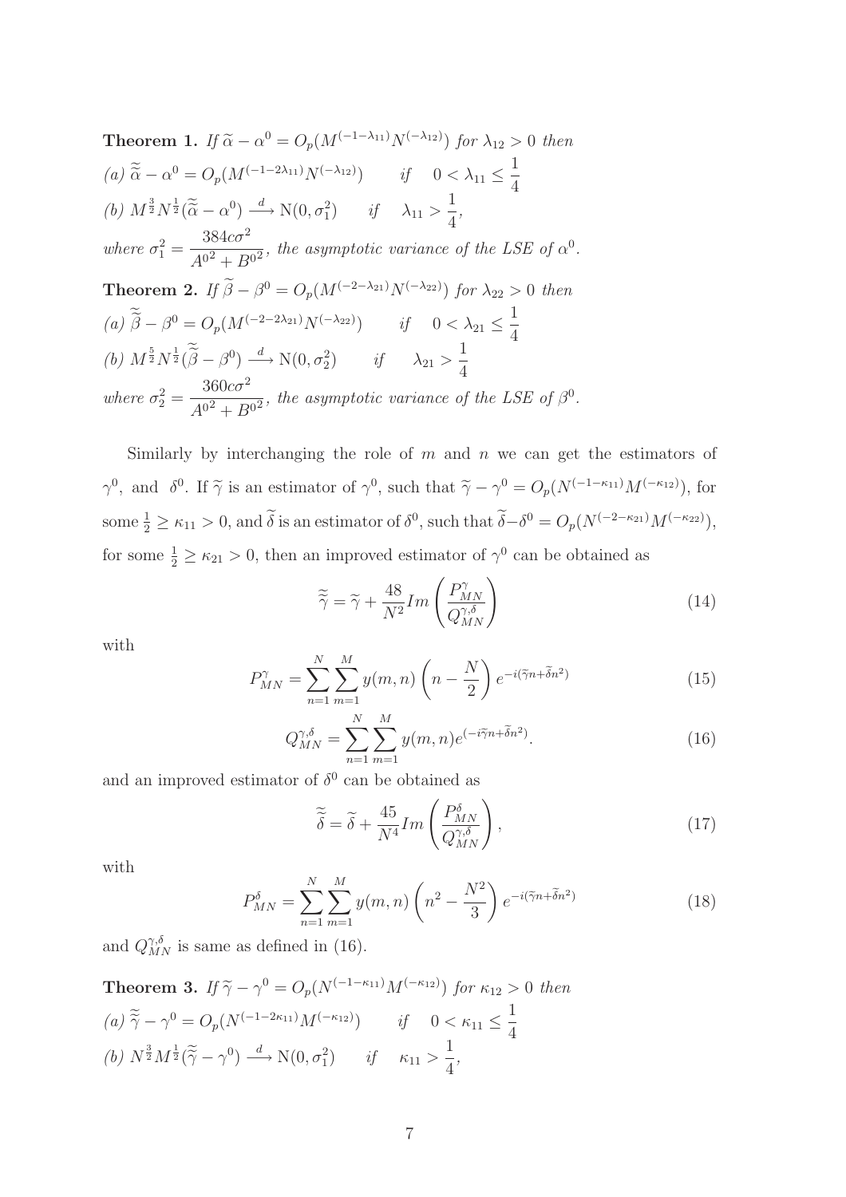**Theorem 1.** *If $\widetilde{\alpha} - \alpha^0 = O_p(M^{(-1-\lambda_{11})}N^{(-\lambda_{12})})$ for $\lambda_{12} > 0$ then*

*(a)* $\widetilde{\widetilde{\alpha}} - \alpha^0 = O_p(M^{(-1-2\lambda_{11})}N^{(-\lambda_{12})}) \qquad$ *if* $\quad 0 < \lambda_{11} \leq \frac{1}{4}$

*(b)* $M^{\frac{3}{2}}N^{\frac{1}{2}}(\widetilde{\widetilde{\alpha}} - \alpha^0) \xrightarrow{d} \mathrm{N}(0, \sigma_1^2) \qquad$ *if* $\quad \lambda_{11} > \frac{1}{4}$,

*where* $\sigma_1^2 = \dfrac{384c\sigma^2}{A^{0^2} + B^{0^2}}$, *the asymptotic variance of the LSE of* $\alpha^0$.

**Theorem 2.** *If $\widetilde{\beta} - \beta^0 = O_p(M^{(-2-\lambda_{21})}N^{(-\lambda_{22})})$ for $\lambda_{22} > 0$ then*

*(a)* $\widetilde{\widetilde{\beta}} - \beta^0 = O_p(M^{(-2-2\lambda_{21})}N^{(-\lambda_{22})}) \qquad$ *if* $\quad 0 < \lambda_{21} \leq \frac{1}{4}$

*(b)* $M^{\frac{5}{2}}N^{\frac{1}{2}}(\widetilde{\widetilde{\beta}} - \beta^0) \xrightarrow{d} \mathrm{N}(0, \sigma_2^2) \qquad$ *if* $\quad \lambda_{21} > \frac{1}{4}$

*where* $\sigma_2^2 = \dfrac{360c\sigma^2}{A^{0^2} + B^{0^2}}$, *the asymptotic variance of the LSE of* $\beta^0$.

Similarly by interchanging the role of $m$ and $n$ we can get the estimators of $\gamma^0$, and $\delta^0$. If $\widetilde{\gamma}$ is an estimator of $\gamma^0$, such that $\widetilde{\gamma} - \gamma^0 = O_p(N^{(-1-\kappa_{11})}M^{(-\kappa_{12})})$, for some $\frac{1}{2} \geq \kappa_{11} > 0$, and $\widetilde{\delta}$ is an estimator of $\delta^0$, such that $\widetilde{\delta} - \delta^0 = O_p(N^{(-2-\kappa_{21})}M^{(-\kappa_{22})})$, for some $\frac{1}{2} \geq \kappa_{21} > 0$, then an improved estimator of $\gamma^0$ can be obtained as

$$\widetilde{\widetilde{\gamma}} = \widetilde{\gamma} + \frac{48}{N^2} Im\left(\frac{P_{MN}^{\gamma}}{Q_{MN}^{\gamma,\delta}}\right) \tag{14}$$

with

$$P_{MN}^{\gamma} = \sum_{n=1}^{N}\sum_{m=1}^{M} y(m,n)\left(n - \frac{N}{2}\right)e^{-i(\widetilde{\gamma}n + \widetilde{\delta}n^2)} \tag{15}$$

$$Q_{MN}^{\gamma,\delta} = \sum_{n=1}^{N}\sum_{m=1}^{M} y(m,n)e^{(-i\widetilde{\gamma}n + \widetilde{\delta}n^2)}. \tag{16}$$

and an improved estimator of $\delta^0$ can be obtained as

$$\widetilde{\widetilde{\delta}} = \widetilde{\delta} + \frac{45}{N^4} Im\left(\frac{P_{MN}^{\delta}}{Q_{MN}^{\gamma,\delta}}\right), \tag{17}$$

with

$$P_{MN}^{\delta} = \sum_{n=1}^{N}\sum_{m=1}^{M} y(m,n)\left(n^2 - \frac{N^2}{3}\right)e^{-i(\widetilde{\gamma}n + \widetilde{\delta}n^2)} \tag{18}$$

and $Q_{MN}^{\gamma,\delta}$ is same as defined in (16).

**Theorem 3.** *If $\widetilde{\gamma} - \gamma^0 = O_p(N^{(-1-\kappa_{11})}M^{(-\kappa_{12})})$ for $\kappa_{12} > 0$ then*

*(a)* $\widetilde{\widetilde{\gamma}} - \gamma^0 = O_p(N^{(-1-2\kappa_{11})}M^{(-\kappa_{12})}) \qquad$ *if* $\quad 0 < \kappa_{11} \leq \frac{1}{4}$

*(b)* $N^{\frac{3}{2}}M^{\frac{1}{2}}(\widetilde{\widetilde{\gamma}} - \gamma^0) \xrightarrow{d} \mathrm{N}(0, \sigma_1^2) \qquad$ *if* $\quad \kappa_{11} > \frac{1}{4}$,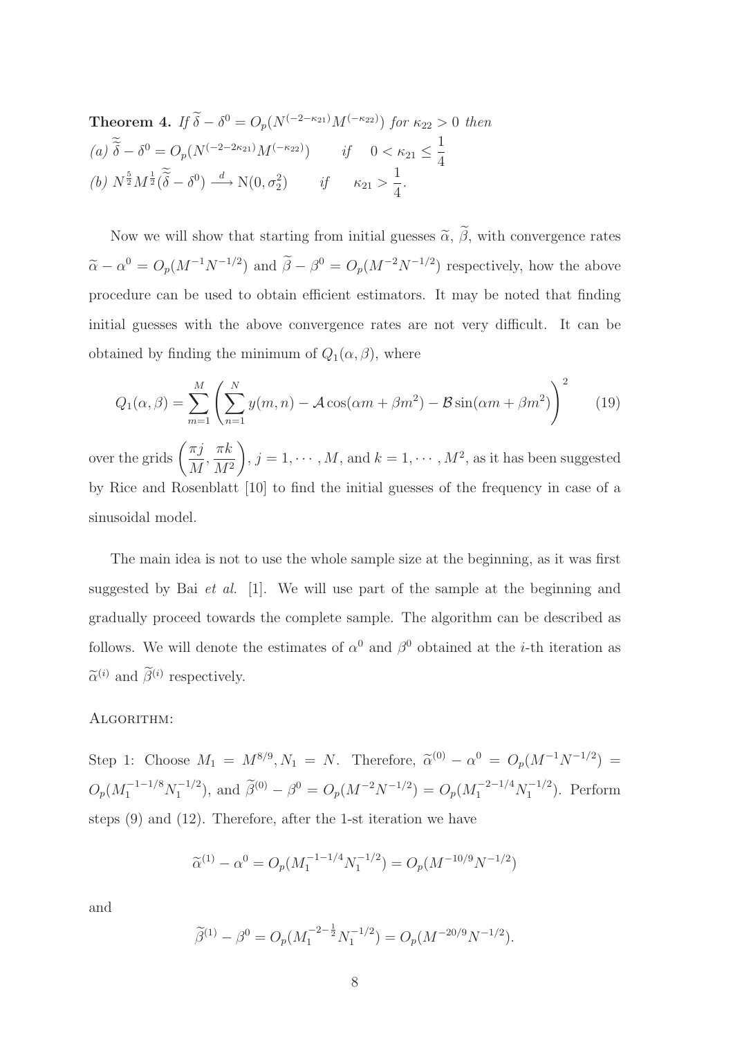**Theorem 4.** *If* $\widetilde{\delta} - \delta^0 = O_p(N^{(-2-\kappa_{21})} M^{(-\kappa_{22})})$ *for* $\kappa_{22} > 0$ *then*

*(a)* $\widetilde{\widetilde{\delta}} - \delta^0 = O_p(N^{(-2-2\kappa_{21})} M^{(-\kappa_{22})}) \qquad if \quad 0 < \kappa_{21} \leq \dfrac{1}{4}$

*(b)* $N^{\frac{5}{2}} M^{\frac{1}{2}} (\widetilde{\widetilde{\delta}} - \delta^0) \xrightarrow{d} \mathrm{N}(0, \sigma_2^2) \qquad if \quad \kappa_{21} > \dfrac{1}{4}.$

Now we will show that starting from initial guesses $\widetilde{\alpha}$, $\widetilde{\beta}$, with convergence rates $\widetilde{\alpha} - \alpha^0 = O_p(M^{-1}N^{-1/2})$ and $\widetilde{\beta} - \beta^0 = O_p(M^{-2}N^{-1/2})$ respectively, how the above procedure can be used to obtain efficient estimators. It may be noted that finding initial guesses with the above convergence rates are not very difficult. It can be obtained by finding the minimum of $Q_1(\alpha, \beta)$, where

$$Q_1(\alpha, \beta) = \sum_{m=1}^{M} \left( \sum_{n=1}^{N} y(m,n) - \mathcal{A}\cos(\alpha m + \beta m^2) - \mathcal{B}\sin(\alpha m + \beta m^2) \right)^2 \qquad (19)$$

over the grids $\left(\dfrac{\pi j}{M}, \dfrac{\pi k}{M^2}\right)$, $j = 1, \cdots, M$, and $k = 1, \cdots, M^2$, as it has been suggested by Rice and Rosenblatt [10] to find the initial guesses of the frequency in case of a sinusoidal model.

The main idea is not to use the whole sample size at the beginning, as it was first suggested by Bai *et al.* [1]. We will use part of the sample at the beginning and gradually proceed towards the complete sample. The algorithm can be described as follows. We will denote the estimates of $\alpha^0$ and $\beta^0$ obtained at the $i$-th iteration as $\widetilde{\alpha}^{(i)}$ and $\widetilde{\beta}^{(i)}$ respectively.

ALGORITHM:

Step 1: Choose $M_1 = M^{8/9}, N_1 = N$. Therefore, $\widetilde{\alpha}^{(0)} - \alpha^0 = O_p(M^{-1}N^{-1/2}) = O_p(M_1^{-1-1/8}N_1^{-1/2})$, and $\widetilde{\beta}^{(0)} - \beta^0 = O_p(M^{-2}N^{-1/2}) = O_p(M_1^{-2-1/4}N_1^{-1/2})$. Perform steps (9) and (12). Therefore, after the 1-st iteration we have

$$\widetilde{\alpha}^{(1)} - \alpha^0 = O_p(M_1^{-1-1/4}N_1^{-1/2}) = O_p(M^{-10/9}N^{-1/2})$$

and

$$\widetilde{\beta}^{(1)} - \beta^0 = O_p(M_1^{-2-\frac{1}{2}}N_1^{-1/2}) = O_p(M^{-20/9}N^{-1/2}).$$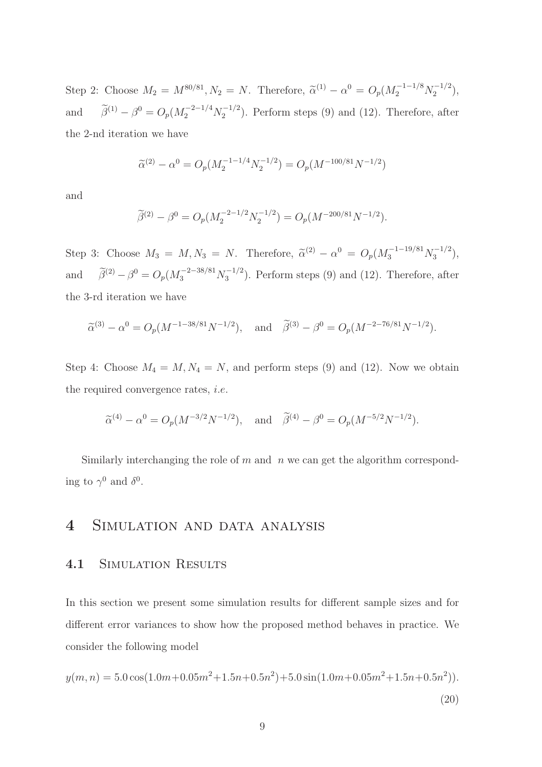Step 2: Choose $M_2 = M^{80/81}, N_2 = N$. Therefore, $\widetilde{\alpha}^{(1)} - \alpha^0 = O_p(M_2^{-1-1/8} N_2^{-1/2})$, and $\widetilde{\beta}^{(1)} - \beta^0 = O_p(M_2^{-2-1/4} N_2^{-1/2})$. Perform steps (9) and (12). Therefore, after the 2-nd iteration we have

$$\widetilde{\alpha}^{(2)} - \alpha^0 = O_p(M_2^{-1-1/4} N_2^{-1/2}) = O_p(M^{-100/81} N^{-1/2})$$

and

$$\widetilde{\beta}^{(2)} - \beta^0 = O_p(M_2^{-2-1/2} N_2^{-1/2}) = O_p(M^{-200/81} N^{-1/2}).$$

Step 3: Choose $M_3 = M, N_3 = N$. Therefore, $\widetilde{\alpha}^{(2)} - \alpha^0 = O_p(M_3^{-1-19/81} N_3^{-1/2})$, and $\widetilde{\beta}^{(2)} - \beta^0 = O_p(M_3^{-2-38/81} N_3^{-1/2})$. Perform steps (9) and (12). Therefore, after the 3-rd iteration we have

$$\widetilde{\alpha}^{(3)} - \alpha^0 = O_p(M^{-1-38/81} N^{-1/2}), \quad \text{and} \quad \widetilde{\beta}^{(3)} - \beta^0 = O_p(M^{-2-76/81} N^{-1/2}).$$

Step 4: Choose $M_4 = M, N_4 = N$, and perform steps (9) and (12). Now we obtain the required convergence rates, *i.e.*

$$\widetilde{\alpha}^{(4)} - \alpha^0 = O_p(M^{-3/2} N^{-1/2}), \quad \text{and} \quad \widetilde{\beta}^{(4)} - \beta^0 = O_p(M^{-5/2} N^{-1/2}).$$

Similarly interchanging the role of $m$ and $n$ we can get the algorithm corresponding to $\gamma^0$ and $\delta^0$.

# 4 Simulation and data analysis

## 4.1 Simulation Results

In this section we present some simulation results for different sample sizes and for different error variances to show how the proposed method behaves in practice. We consider the following model

$$y(m,n) = 5.0\cos(1.0m + 0.05m^2 + 1.5n + 0.5n^2) + 5.0\sin(1.0m + 0.05m^2 + 1.5n + 0.5n^2)). \tag{20}$$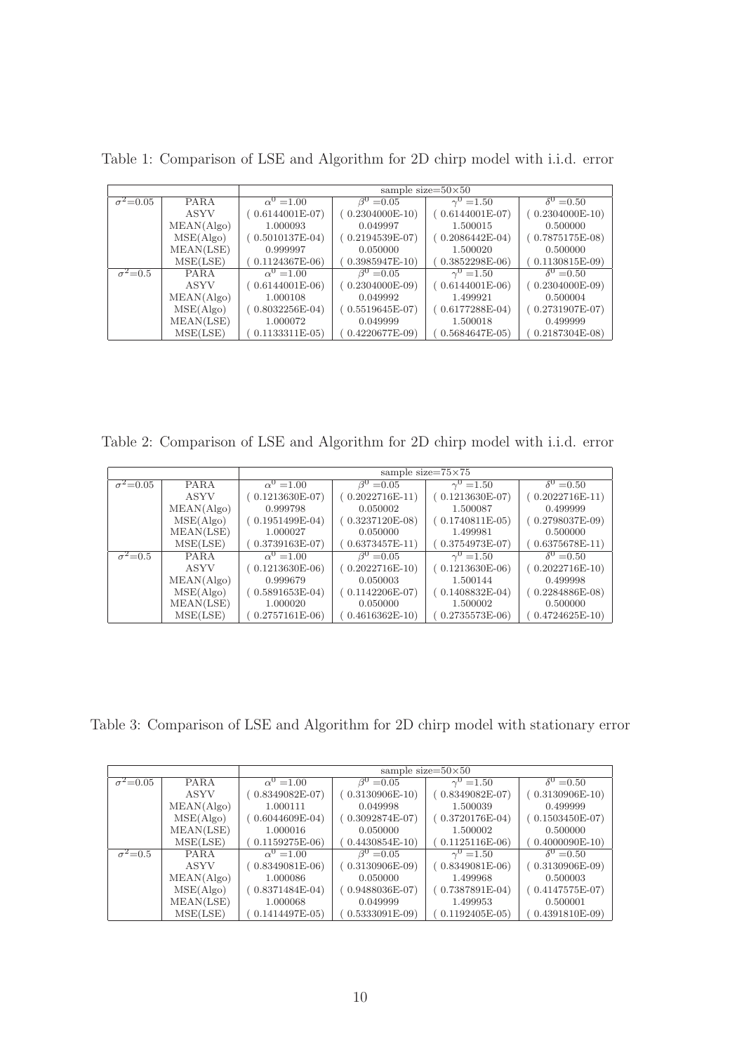Table 1: Comparison of LSE and Algorithm for 2D chirp model with i.i.d. error

| | | sample size=50×50 | | | |
|---|---|---|---|---|---|
| $\sigma^2$=0.05 | PARA | $\alpha^0$ =1.00 | $\beta^0$ =0.05 | $\gamma^0$ =1.50 | $\delta^0$ =0.50 |
| | ASYV | ( 0.6144001E-07) | ( 0.2304000E-10) | ( 0.6144001E-07) | ( 0.2304000E-10) |
| | MEAN(Algo) | 1.000093 | 0.049997 | 1.500015 | 0.500000 |
| | MSE(Algo) | ( 0.5010137E-04) | ( 0.2194539E-07) | ( 0.2086442E-04) | ( 0.7875175E-08) |
| | MEAN(LSE) | 0.999997 | 0.050000 | 1.500020 | 0.500000 |
| | MSE(LSE) | ( 0.1124367E-06) | ( 0.3985947E-10) | ( 0.3852298E-06) | ( 0.1130815E-09) |
| $\sigma^2$=0.5 | PARA | $\alpha^0$ =1.00 | $\beta^0$ =0.05 | $\gamma^0$ =1.50 | $\delta^0$ =0.50 |
| | ASYV | ( 0.6144001E-06) | ( 0.2304000E-09) | ( 0.6144001E-06) | ( 0.2304000E-09) |
| | MEAN(Algo) | 1.000108 | 0.049992 | 1.499921 | 0.500004 |
| | MSE(Algo) | ( 0.8032256E-04) | ( 0.5519645E-07) | ( 0.6177288E-04) | ( 0.2731907E-07) |
| | MEAN(LSE) | 1.000072 | 0.049999 | 1.500018 | 0.499999 |
| | MSE(LSE) | ( 0.1133311E-05) | ( 0.4220677E-09) | ( 0.5684647E-05) | ( 0.2187304E-08) |

Table 2: Comparison of LSE and Algorithm for 2D chirp model with i.i.d. error

| | | sample size=75×75 | | | |
|---|---|---|---|---|---|
| $\sigma^2$=0.05 | PARA | $\alpha^0$ =1.00 | $\beta^0$ =0.05 | $\gamma^0$ =1.50 | $\delta^0$ =0.50 |
| | ASYV | ( 0.1213630E-07) | ( 0.2022716E-11) | ( 0.1213630E-07) | ( 0.2022716E-11) |
| | MEAN(Algo) | 0.999798 | 0.050002 | 1.500087 | 0.499999 |
| | MSE(Algo) | ( 0.1951499E-04) | ( 0.3237120E-08) | ( 0.1740811E-05) | ( 0.2798037E-09) |
| | MEAN(LSE) | 1.000027 | 0.050000 | 1.499981 | 0.500000 |
| | MSE(LSE) | ( 0.3739163E-07) | ( 0.6373457E-11) | ( 0.3754973E-07) | ( 0.6375678E-11) |
| $\sigma^2$=0.5 | PARA | $\alpha^0$ =1.00 | $\beta^0$ =0.05 | $\gamma^0$ =1.50 | $\delta^0$ =0.50 |
| | ASYV | ( 0.1213630E-06) | ( 0.2022716E-10) | ( 0.1213630E-06) | ( 0.2022716E-10) |
| | MEAN(Algo) | 0.999679 | 0.050003 | 1.500144 | 0.499998 |
| | MSE(Algo) | ( 0.5891653E-04) | ( 0.1142206E-07) | ( 0.1408832E-04) | ( 0.2284886E-08) |
| | MEAN(LSE) | 1.000020 | 0.050000 | 1.500002 | 0.500000 |
| | MSE(LSE) | ( 0.2757161E-06) | ( 0.4616362E-10) | ( 0.2735573E-06) | ( 0.4724625E-10) |

Table 3: Comparison of LSE and Algorithm for 2D chirp model with stationary error

| | | sample size=50×50 | | | |
|---|---|---|---|---|---|
| $\sigma^2$=0.05 | PARA | $\alpha^0$ =1.00 | $\beta^0$ =0.05 | $\gamma^0$ =1.50 | $\delta^0$ =0.50 |
| | ASYV | ( 0.8349082E-07) | ( 0.3130906E-10) | ( 0.8349082E-07) | ( 0.3130906E-10) |
| | MEAN(Algo) | 1.000111 | 0.049998 | 1.500039 | 0.499999 |
| | MSE(Algo) | ( 0.6044609E-04) | ( 0.3092874E-07) | ( 0.3720176E-04) | ( 0.1503450E-07) |
| | MEAN(LSE) | 1.000016 | 0.050000 | 1.500002 | 0.500000 |
| | MSE(LSE) | ( 0.1159275E-06) | ( 0.4430854E-10) | ( 0.1125116E-06) | ( 0.4000090E-10) |
| $\sigma^2$=0.5 | PARA | $\alpha^0$ =1.00 | $\beta^0$ =0.05 | $\gamma^0$ =1.50 | $\delta^0$ =0.50 |
| | ASYV | ( 0.8349081E-06) | ( 0.3130906E-09) | ( 0.8349081E-06) | ( 0.3130906E-09) |
| | MEAN(Algo) | 1.000086 | 0.050000 | 1.499968 | 0.500003 |
| | MSE(Algo) | ( 0.8371484E-04) | ( 0.9488036E-07) | ( 0.7387891E-04) | ( 0.4147575E-07) |
| | MEAN(LSE) | 1.000068 | 0.049999 | 1.499953 | 0.500001 |
| | MSE(LSE) | ( 0.1414497E-05) | ( 0.5333091E-09) | ( 0.1192405E-05) | ( 0.4391810E-09) |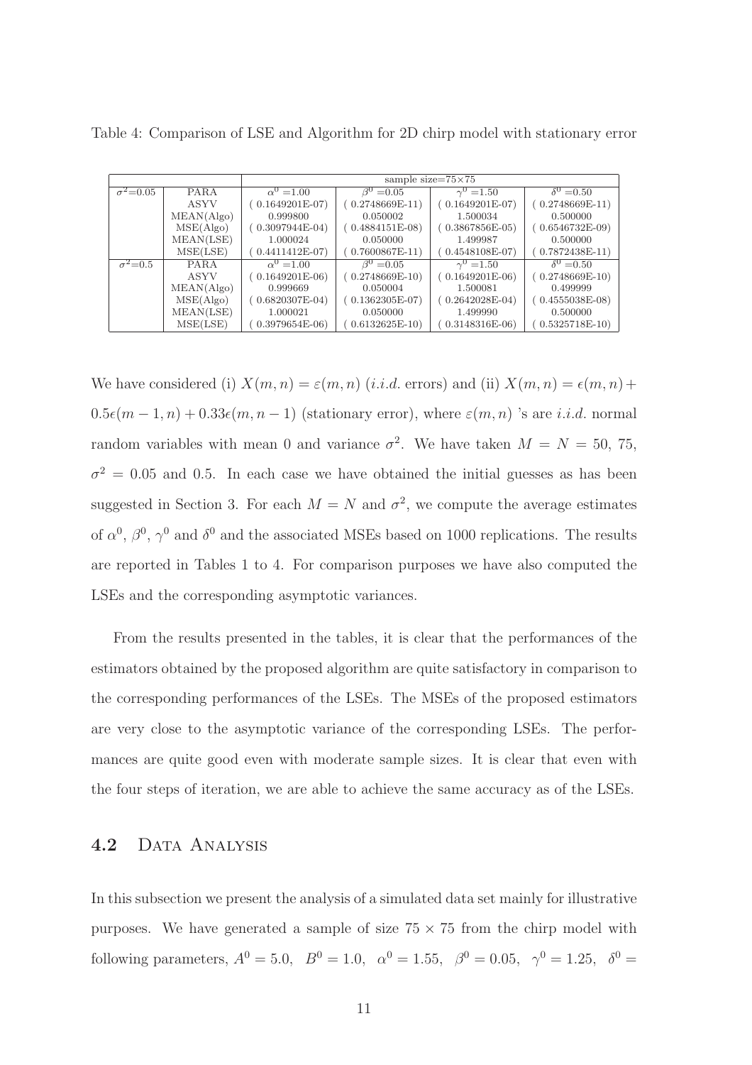Table 4: Comparison of LSE and Algorithm for 2D chirp model with stationary error

| | | sample size=75×75 | | | |
|---|---|---|---|---|---|
| $\sigma^2$=0.05 | PARA | $\alpha^0$ =1.00 | $\beta^0$ =0.05 | $\gamma^0$ =1.50 | $\delta^0$ =0.50 |
| | ASYV | ( 0.1649201E-07) | ( 0.2748669E-11) | ( 0.1649201E-07) | ( 0.2748669E-11) |
| | MEAN(Algo) | 0.999800 | 0.050002 | 1.500034 | 0.500000 |
| | MSE(Algo) | ( 0.3097944E-04) | ( 0.4884151E-08) | ( 0.3867856E-05) | ( 0.6546732E-09) |
| | MEAN(LSE) | 1.000024 | 0.050000 | 1.499987 | 0.500000 |
| | MSE(LSE) | ( 0.4411412E-07) | ( 0.7600867E-11) | ( 0.4548108E-07) | ( 0.7872438E-11) |
| $\sigma^2$=0.5 | PARA | $\alpha^0$ =1.00 | $\beta^0$ =0.05 | $\gamma^0$ =1.50 | $\delta^0$ =0.50 |
| | ASYV | ( 0.1649201E-06) | ( 0.2748669E-10) | ( 0.1649201E-06) | ( 0.2748669E-10) |
| | MEAN(Algo) | 0.999669 | 0.050004 | 1.500081 | 0.499999 |
| | MSE(Algo) | ( 0.6820307E-04) | ( 0.1362305E-07) | ( 0.2642028E-04) | ( 0.4555038E-08) |
| | MEAN(LSE) | 1.000021 | 0.050000 | 1.499990 | 0.500000 |
| | MSE(LSE) | ( 0.3979654E-06) | ( 0.6132625E-10) | ( 0.3148316E-06) | ( 0.5325718E-10) |

We have considered (i) $X(m,n) = \varepsilon(m,n)$ (*i.i.d.* errors) and (ii) $X(m,n) = \epsilon(m,n) + 0.5\epsilon(m-1,n) + 0.33\epsilon(m,n-1)$ (stationary error), where $\varepsilon(m,n)$ 's are *i.i.d.* normal random variables with mean 0 and variance $\sigma^2$. We have taken $M = N = 50$, 75, $\sigma^2 = 0.05$ and 0.5. In each case we have obtained the initial guesses as has been suggested in Section 3. For each $M = N$ and $\sigma^2$, we compute the average estimates of $\alpha^0$, $\beta^0$, $\gamma^0$ and $\delta^0$ and the associated MSEs based on 1000 replications. The results are reported in Tables 1 to 4. For comparison purposes we have also computed the LSEs and the corresponding asymptotic variances.

From the results presented in the tables, it is clear that the performances of the estimators obtained by the proposed algorithm are quite satisfactory in comparison to the corresponding performances of the LSEs. The MSEs of the proposed estimators are very close to the asymptotic variance of the corresponding LSEs. The performances are quite good even with moderate sample sizes. It is clear that even with the four steps of iteration, we are able to achieve the same accuracy as of the LSEs.

## 4.2 Data Analysis

In this subsection we present the analysis of a simulated data set mainly for illustrative purposes. We have generated a sample of size $75 \times 75$ from the chirp model with following parameters, $A^0 = 5.0$, $B^0 = 1.0$, $\alpha^0 = 1.55$, $\beta^0 = 0.05$, $\gamma^0 = 1.25$, $\delta^0 =$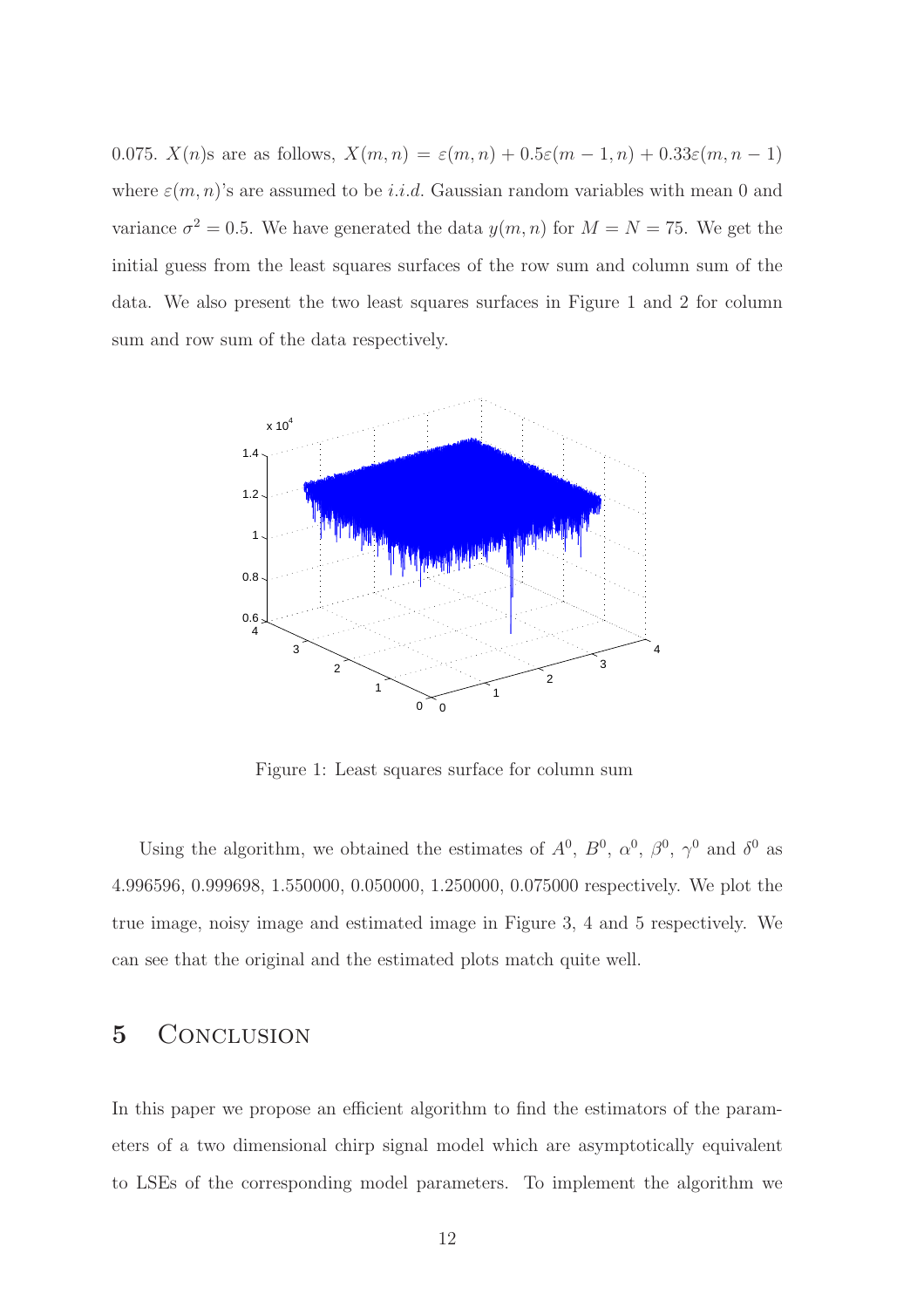0.075. $X(n)$s are as follows, $X(m,n) = \varepsilon(m,n) + 0.5\varepsilon(m-1,n) + 0.33\varepsilon(m,n-1)$ where $\varepsilon(m,n)$'s are assumed to be *i.i.d.* Gaussian random variables with mean 0 and variance $\sigma^2 = 0.5$. We have generated the data $y(m,n)$ for $M = N = 75$. We get the initial guess from the least squares surfaces of the row sum and column sum of the data. We also present the two least squares surfaces in Figure 1 and 2 for column sum and row sum of the data respectively.

Figure 1: Least squares surface for column sum

Using the algorithm, we obtained the estimates of $A^0$, $B^0$, $\alpha^0$, $\beta^0$, $\gamma^0$ and $\delta^0$ as 4.996596, 0.999698, 1.550000, 0.050000, 1.250000, 0.075000 respectively. We plot the true image, noisy image and estimated image in Figure 3, 4 and 5 respectively. We can see that the original and the estimated plots match quite well.

## 5 Conclusion

In this paper we propose an efficient algorithm to find the estimators of the parameters of a two dimensional chirp signal model which are asymptotically equivalent to LSEs of the corresponding model parameters. To implement the algorithm we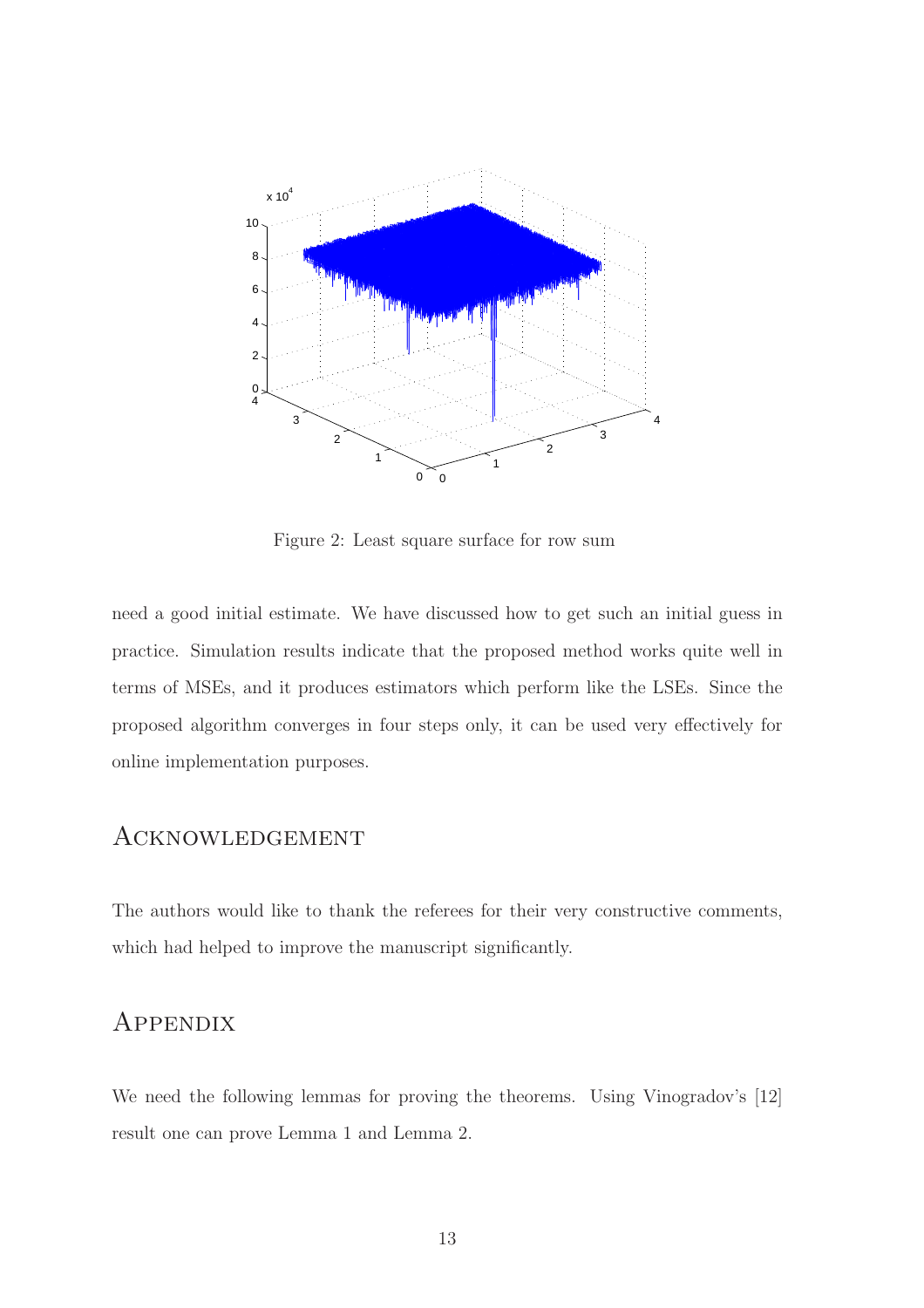Figure 2: Least square surface for row sum

need a good initial estimate. We have discussed how to get such an initial guess in practice. Simulation results indicate that the proposed method works quite well in terms of MSEs, and it produces estimators which perform like the LSEs. Since the proposed algorithm converges in four steps only, it can be used very effectively for online implementation purposes.

## Acknowledgement

The authors would like to thank the referees for their very constructive comments, which had helped to improve the manuscript significantly.

## Appendix

We need the following lemmas for proving the theorems. Using Vinogradov's [12] result one can prove Lemma 1 and Lemma 2.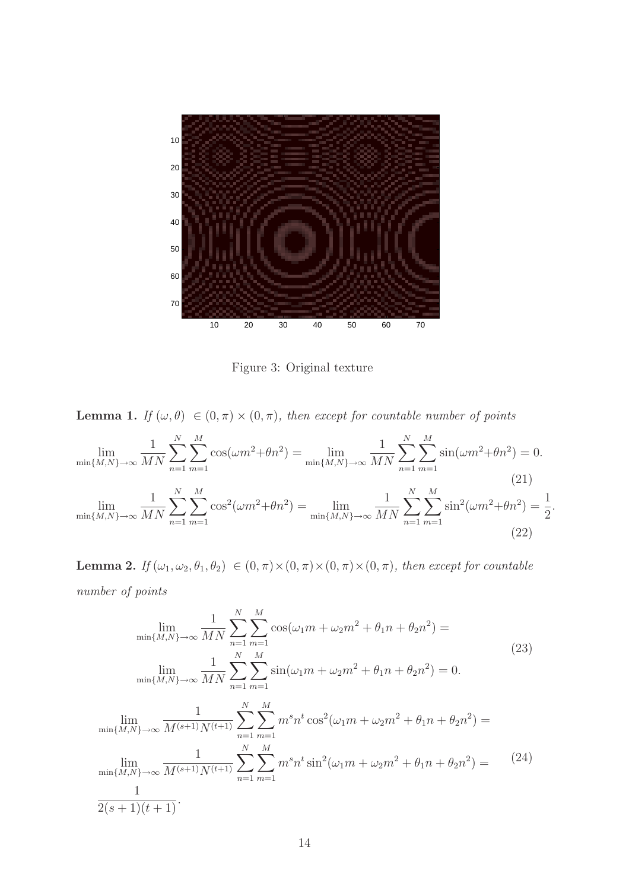Figure 3: Original texture

**Lemma 1.** *If $(\omega, \theta) \in (0, \pi) \times (0, \pi)$, then except for countable number of points*

$$\lim_{\min\{M,N\}\to\infty} \frac{1}{MN} \sum_{n=1}^{N} \sum_{m=1}^{M} \cos(\omega m^2 + \theta n^2) = \lim_{\min\{M,N\}\to\infty} \frac{1}{MN} \sum_{n=1}^{N} \sum_{m=1}^{M} \sin(\omega m^2 + \theta n^2) = 0. \tag{21}$$

$$\lim_{\min\{M,N\}\to\infty} \frac{1}{MN} \sum_{n=1}^{N} \sum_{m=1}^{M} \cos^2(\omega m^2 + \theta n^2) = \lim_{\min\{M,N\}\to\infty} \frac{1}{MN} \sum_{n=1}^{N} \sum_{m=1}^{M} \sin^2(\omega m^2 + \theta n^2) = \frac{1}{2}. \tag{22}$$

**Lemma 2.** *If $(\omega_1, \omega_2, \theta_1, \theta_2) \in (0, \pi) \times (0, \pi) \times (0, \pi) \times (0, \pi)$, then except for countable number of points*

$$\begin{aligned} &\lim_{\min\{M,N\}\to\infty} \frac{1}{MN} \sum_{n=1}^{N} \sum_{m=1}^{M} \cos(\omega_1 m + \omega_2 m^2 + \theta_1 n + \theta_2 n^2) = \\ &\lim_{\min\{M,N\}\to\infty} \frac{1}{MN} \sum_{n=1}^{N} \sum_{m=1}^{M} \sin(\omega_1 m + \omega_2 m^2 + \theta_1 n + \theta_2 n^2) = 0. \end{aligned} \tag{23}$$

$$\begin{aligned} &\lim_{\min\{M,N\}\to\infty} \frac{1}{M^{(s+1)} N^{(t+1)}} \sum_{n=1}^{N} \sum_{m=1}^{M} m^s n^t \cos^2(\omega_1 m + \omega_2 m^2 + \theta_1 n + \theta_2 n^2) = \\ &\lim_{\min\{M,N\}\to\infty} \frac{1}{M^{(s+1)} N^{(t+1)}} \sum_{n=1}^{N} \sum_{m=1}^{M} m^s n^t \sin^2(\omega_1 m + \omega_2 m^2 + \theta_1 n + \theta_2 n^2) = \\ &\frac{1}{2(s+1)(t+1)}. \end{aligned} \tag{24}$$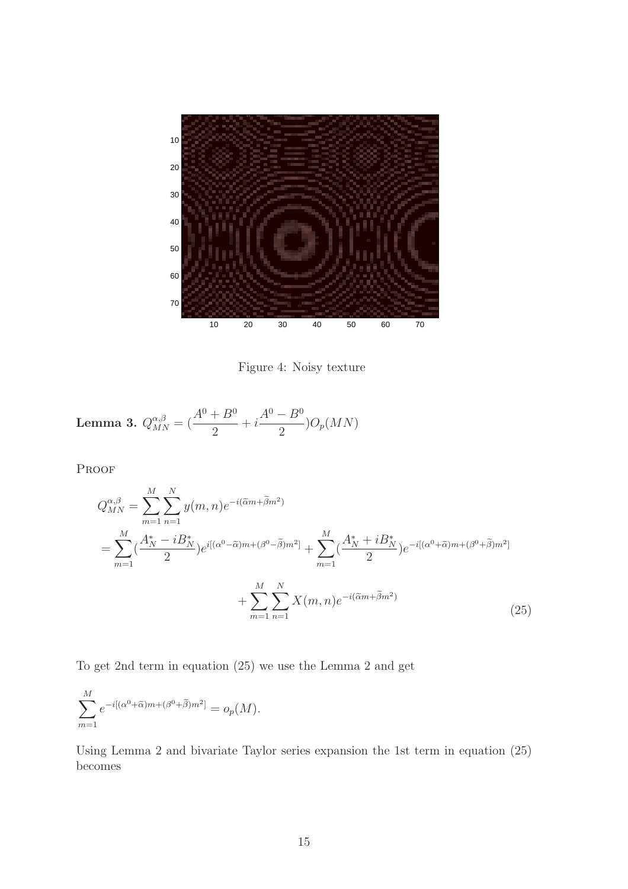Figure 4: Noisy texture

**Lemma 3.** $Q^{\alpha,\beta}_{MN} = (\frac{A^0+B^0}{2} + i\frac{A^0-B^0}{2})O_p(MN)$

PROOF

$$
\begin{aligned}
Q^{\alpha,\beta}_{MN} &= \sum_{m=1}^{M}\sum_{n=1}^{N} y(m,n)e^{-i(\widetilde{\alpha}m+\widetilde{\beta}m^2)} \\
&= \sum_{m=1}^{M}(\frac{A^*_N - iB^*_N}{2})e^{i[(\alpha^0-\widetilde{\alpha})m+(\beta^0-\widetilde{\beta})m^2]} + \sum_{m=1}^{M}(\frac{A^*_N + iB^*_N}{2})e^{-i[(\alpha^0+\widetilde{\alpha})m+(\beta^0+\widetilde{\beta})m^2]} \\
&\quad + \sum_{m=1}^{M}\sum_{n=1}^{N} X(m,n)e^{-i(\widetilde{\alpha}m+\widetilde{\beta}m^2)} \qquad (25)
\end{aligned}
$$

To get 2nd term in equation (25) we use the Lemma 2 and get

$$
\sum_{m=1}^{M} e^{-i[(\alpha^0+\widetilde{\alpha})m+(\beta^0+\widetilde{\beta})m^2]} = o_p(M).
$$

Using Lemma 2 and bivariate Taylor series expansion the 1st term in equation (25) becomes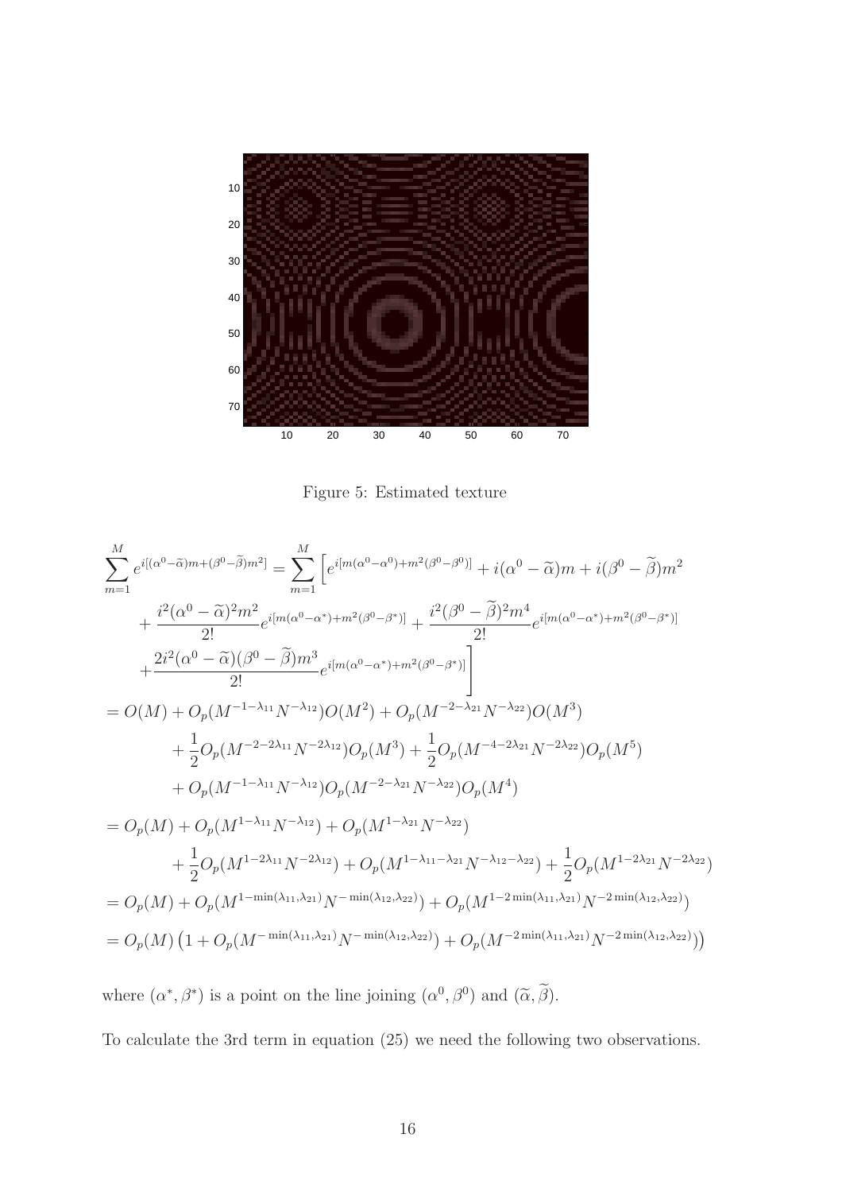Figure 5: Estimated texture

$$
\begin{aligned}
\sum_{m=1}^{M} e^{i[(\alpha^0-\widetilde{\alpha})m+(\beta^0-\widetilde{\beta})m^2]} &= \sum_{m=1}^{M} \Big[ e^{i[m(\alpha^0-\alpha^0)+m^2(\beta^0-\beta^0)]} + i(\alpha^0-\widetilde{\alpha})m + i(\beta^0-\widetilde{\beta})m^2 \\
&\quad + \frac{i^2(\alpha^0-\widetilde{\alpha})^2 m^2}{2!} e^{i[m(\alpha^0-\alpha^*)+m^2(\beta^0-\beta^*)]} + \frac{i^2(\beta^0-\widetilde{\beta})^2 m^4}{2!} e^{i[m(\alpha^0-\alpha^*)+m^2(\beta^0-\beta^*)]} \\
&\quad + \frac{2i^2(\alpha^0-\widetilde{\alpha})(\beta^0-\widetilde{\beta})m^3}{2!} e^{i[m(\alpha^0-\alpha^*)+m^2(\beta^0-\beta^*)]} \Big] \\
&= O(M) + O_p(M^{-1-\lambda_{11}}N^{-\lambda_{12}})O(M^2) + O_p(M^{-2-\lambda_{21}}N^{-\lambda_{22}})O(M^3) \\
&\quad + \frac{1}{2}O_p(M^{-2-2\lambda_{11}}N^{-2\lambda_{12}})O_p(M^3) + \frac{1}{2}O_p(M^{-4-2\lambda_{21}}N^{-2\lambda_{22}})O_p(M^5) \\
&\quad + O_p(M^{-1-\lambda_{11}}N^{-\lambda_{12}})O_p(M^{-2-\lambda_{21}}N^{-\lambda_{22}})O_p(M^4) \\
&= O_p(M) + O_p(M^{1-\lambda_{11}}N^{-\lambda_{12}}) + O_p(M^{1-\lambda_{21}}N^{-\lambda_{22}}) \\
&\quad + \frac{1}{2}O_p(M^{1-2\lambda_{11}}N^{-2\lambda_{12}}) + O_p(M^{1-\lambda_{11}-\lambda_{21}}N^{-\lambda_{12}-\lambda_{22}}) + \frac{1}{2}O_p(M^{1-2\lambda_{21}}N^{-2\lambda_{22}}) \\
&= O_p(M) + O_p(M^{1-\min(\lambda_{11},\lambda_{21})}N^{-\min(\lambda_{12},\lambda_{22})}) + O_p(M^{1-2\min(\lambda_{11},\lambda_{21})}N^{-2\min(\lambda_{12},\lambda_{22})}) \\
&= O_p(M)\left(1 + O_p(M^{-\min(\lambda_{11},\lambda_{21})}N^{-\min(\lambda_{12},\lambda_{22})}) + O_p(M^{-2\min(\lambda_{11},\lambda_{21})}N^{-2\min(\lambda_{12},\lambda_{22})})\right)
\end{aligned}
$$

where $(\alpha^*, \beta^*)$ is a point on the line joining $(\alpha^0, \beta^0)$ and $(\widetilde{\alpha}, \widetilde{\beta})$.

To calculate the 3rd term in equation (25) we need the following two observations.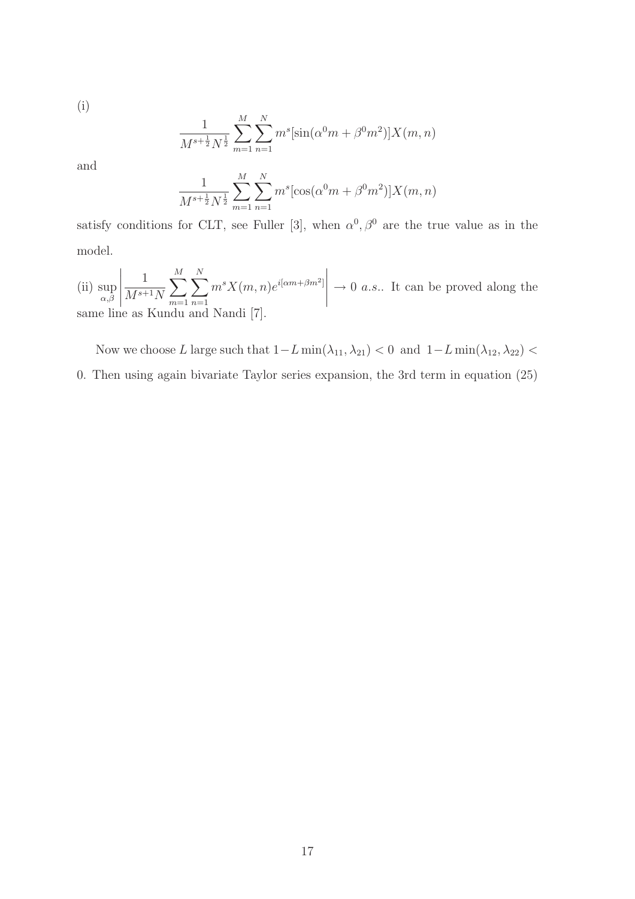(i)

$$\frac{1}{M^{s+\frac{1}{2}}N^{\frac{1}{2}}}\sum_{m=1}^{M}\sum_{n=1}^{N} m^s[\sin(\alpha^0 m+\beta^0 m^2)]X(m,n)$$

and

$$\frac{1}{M^{s+\frac{1}{2}}N^{\frac{1}{2}}}\sum_{m=1}^{M}\sum_{n=1}^{N} m^s[\cos(\alpha^0 m+\beta^0 m^2)]X(m,n)$$

satisfy conditions for CLT, see Fuller [3], when $\alpha^0, \beta^0$ are the true value as in the model.

(ii) $\sup_{\alpha,\beta}\left|\frac{1}{M^{s+1}N}\sum_{m=1}^{M}\sum_{n=1}^{N} m^s X(m,n)e^{i[\alpha m+\beta m^2]}\right| \rightarrow 0$ *a.s.*. It can be proved along the same line as Kundu and Nandi [7].

Now we choose $L$ large such that $1-L\min(\lambda_{11},\lambda_{21})<0$ and $1-L\min(\lambda_{12},\lambda_{22})<0$. Then using again bivariate Taylor series expansion, the 3rd term in equation (25)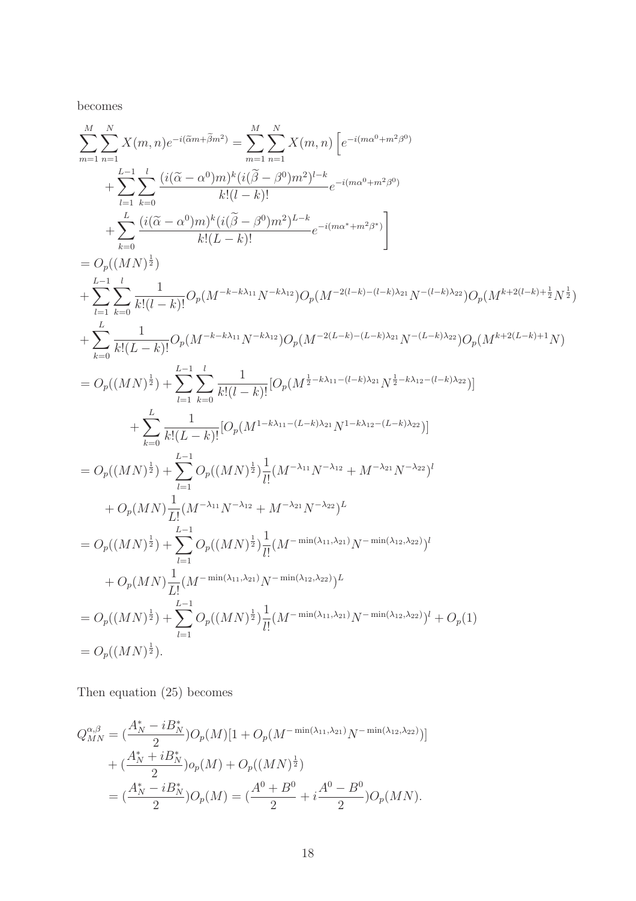becomes

$$
\begin{aligned}
\sum_{m=1}^{M}\sum_{n=1}^{N} X(m,n)e^{-i(\widetilde{\alpha}m+\widetilde{\beta}m^2)} &= \sum_{m=1}^{M}\sum_{n=1}^{N} X(m,n)\Big[e^{-i(m\alpha^0+m^2\beta^0)} \\
&+ \sum_{l=1}^{L-1}\sum_{k=0}^{l}\frac{(i(\widetilde{\alpha}-\alpha^0)m)^k(i(\widetilde{\beta}-\beta^0)m^2)^{l-k}}{k!(l-k)!}e^{-i(m\alpha^0+m^2\beta^0)} \\
&+ \sum_{k=0}^{L}\frac{(i(\widetilde{\alpha}-\alpha^0)m)^k(i(\widetilde{\beta}-\beta^0)m^2)^{L-k}}{k!(L-k)!}e^{-i(m\alpha^*+m^2\beta^*)}\Big]
\end{aligned}
$$

$$
\begin{aligned}
&= O_p((MN)^{\frac{1}{2}}) \\
&+ \sum_{l=1}^{L-1}\sum_{k=0}^{l}\frac{1}{k!(l-k)!}O_p(M^{-k-k\lambda_{11}}N^{-k\lambda_{12}})O_p(M^{-2(l-k)-(l-k)\lambda_{21}}N^{-(l-k)\lambda_{22}})O_p(M^{k+2(l-k)+\frac{1}{2}}N^{\frac{1}{2}}) \\
&+ \sum_{k=0}^{L}\frac{1}{k!(L-k)!}O_p(M^{-k-k\lambda_{11}}N^{-k\lambda_{12}})O_p(M^{-2(L-k)-(L-k)\lambda_{21}}N^{-(L-k)\lambda_{22}})O_p(M^{k+2(L-k)+1}N) \\
&= O_p((MN)^{\frac{1}{2}}) + \sum_{l=1}^{L-1}\sum_{k=0}^{l}\frac{1}{k!(l-k)!}[O_p(M^{\frac{1}{2}-k\lambda_{11}-(l-k)\lambda_{21}}N^{\frac{1}{2}-k\lambda_{12}-(l-k)\lambda_{22}})] \\
&\qquad + \sum_{k=0}^{L}\frac{1}{k!(L-k)!}[O_p(M^{1-k\lambda_{11}-(L-k)\lambda_{21}}N^{1-k\lambda_{12}-(L-k)\lambda_{22}})] \\
&= O_p((MN)^{\frac{1}{2}}) + \sum_{l=1}^{L-1}O_p((MN)^{\frac{1}{2}})\frac{1}{l!}(M^{-\lambda_{11}}N^{-\lambda_{12}} + M^{-\lambda_{21}}N^{-\lambda_{22}})^l \\
&\qquad + O_p(MN)\frac{1}{L!}(M^{-\lambda_{11}}N^{-\lambda_{12}} + M^{-\lambda_{21}}N^{-\lambda_{22}})^L \\
&= O_p((MN)^{\frac{1}{2}}) + \sum_{l=1}^{L-1}O_p((MN)^{\frac{1}{2}})\frac{1}{l!}(M^{-\min(\lambda_{11},\lambda_{21})}N^{-\min(\lambda_{12},\lambda_{22})})^l \\
&\qquad + O_p(MN)\frac{1}{L!}(M^{-\min(\lambda_{11},\lambda_{21})}N^{-\min(\lambda_{12},\lambda_{22})})^L \\
&= O_p((MN)^{\frac{1}{2}}) + \sum_{l=1}^{L-1}O_p((MN)^{\frac{1}{2}})\frac{1}{l!}(M^{-\min(\lambda_{11},\lambda_{21})}N^{-\min(\lambda_{12},\lambda_{22})})^l + O_p(1) \\
&= O_p((MN)^{\frac{1}{2}}).
\end{aligned}
$$

Then equation (25) becomes

$$
\begin{aligned}
Q_{MN}^{\alpha,\beta} &= (\frac{A_N^* - iB_N^*}{2})O_p(M)[1 + O_p(M^{-\min(\lambda_{11},\lambda_{21})}N^{-\min(\lambda_{12},\lambda_{22})})] \\
&+ (\frac{A_N^* + iB_N^*}{2})o_p(M) + O_p((MN)^{\frac{1}{2}}) \\
&= (\frac{A_N^* - iB_N^*}{2})O_p(M) = (\frac{A^0 + B^0}{2} + i\frac{A^0 - B^0}{2})O_p(MN).
\end{aligned}
$$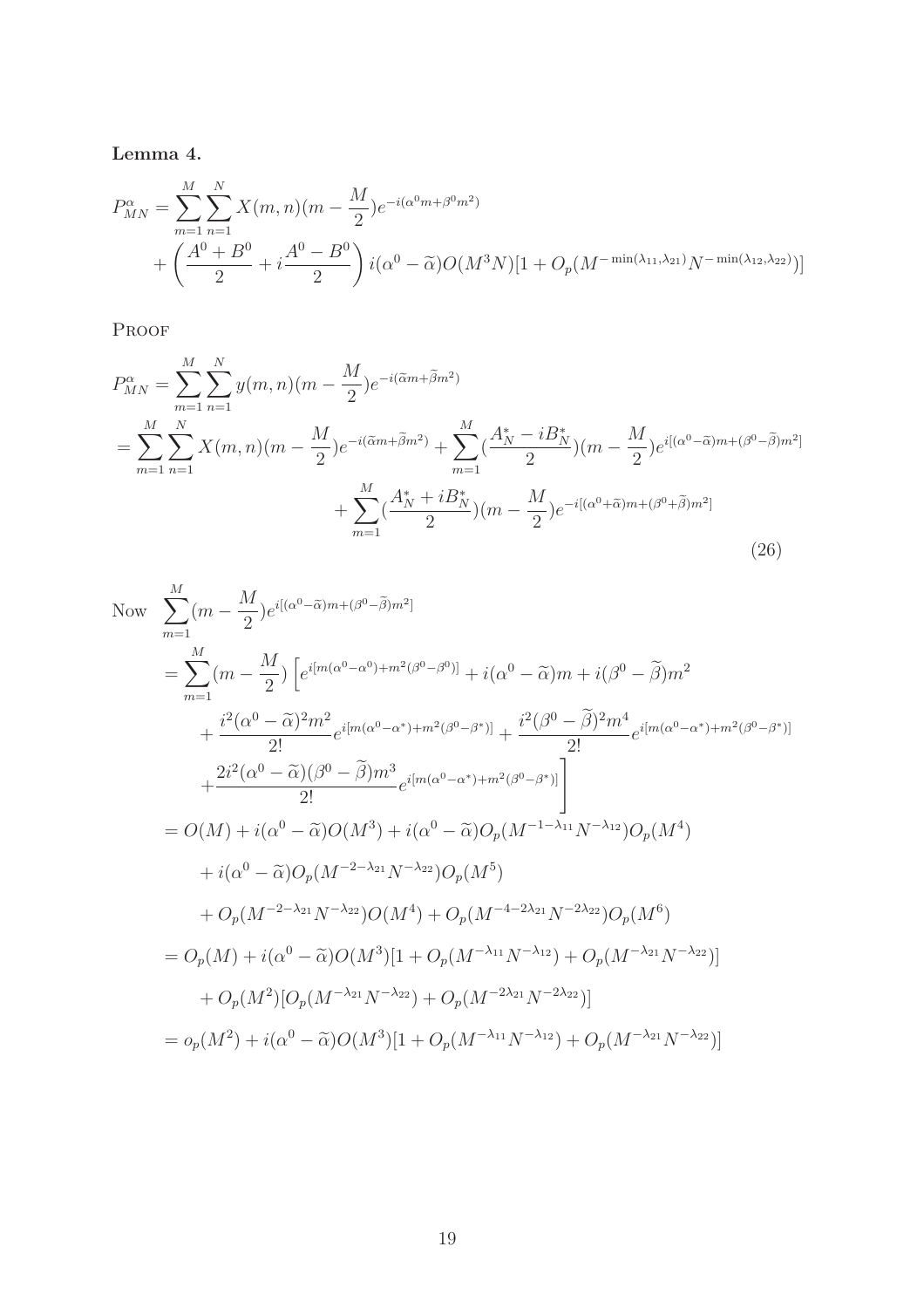**Lemma 4.**

$$
\begin{aligned}
P^{\alpha}_{MN} &= \sum_{m=1}^{M}\sum_{n=1}^{N} X(m,n)(m-\frac{M}{2})e^{-i(\alpha^0 m+\beta^0 m^2)} \\
&\quad + \left(\frac{A^0+B^0}{2} + i\frac{A^0-B^0}{2}\right) i(\alpha^0-\widetilde{\alpha})O(M^3N)[1+O_p(M^{-\min(\lambda_{11},\lambda_{21})}N^{-\min(\lambda_{12},\lambda_{22})})]
\end{aligned}
$$

Proof

$$
\begin{aligned}
P^{\alpha}_{MN} &= \sum_{m=1}^{M}\sum_{n=1}^{N} y(m,n)(m-\frac{M}{2})e^{-i(\widetilde{\alpha}m+\widetilde{\beta}m^2)} \\
&= \sum_{m=1}^{M}\sum_{n=1}^{N} X(m,n)(m-\frac{M}{2})e^{-i(\widetilde{\alpha}m+\widetilde{\beta}m^2)} + \sum_{m=1}^{M}(\frac{A^*_N-iB^*_N}{2})(m-\frac{M}{2})e^{i[(\alpha^0-\widetilde{\alpha})m+(\beta^0-\widetilde{\beta})m^2]} \\
&\qquad + \sum_{m=1}^{M}(\frac{A^*_N+iB^*_N}{2})(m-\frac{M}{2})e^{-i[(\alpha^0+\widetilde{\alpha})m+(\beta^0+\widetilde{\beta})m^2]}
\end{aligned} \tag{26}
$$

$$
\begin{aligned}
\text{Now }\ & \sum_{m=1}^{M}(m-\frac{M}{2})e^{i[(\alpha^0-\widetilde{\alpha})m+(\beta^0-\widetilde{\beta})m^2]} \\
&= \sum_{m=1}^{M}(m-\frac{M}{2})\Big[e^{i[m(\alpha^0-\alpha^0)+m^2(\beta^0-\beta^0)]} + i(\alpha^0-\widetilde{\alpha})m + i(\beta^0-\widetilde{\beta})m^2 \\
&\quad + \frac{i^2(\alpha^0-\widetilde{\alpha})^2m^2}{2!}e^{i[m(\alpha^0-\alpha^*)+m^2(\beta^0-\beta^*)]} + \frac{i^2(\beta^0-\widetilde{\beta})^2m^4}{2!}e^{i[m(\alpha^0-\alpha^*)+m^2(\beta^0-\beta^*)]} \\
&\quad + \frac{2i^2(\alpha^0-\widetilde{\alpha})(\beta^0-\widetilde{\beta})m^3}{2!}e^{i[m(\alpha^0-\alpha^*)+m^2(\beta^0-\beta^*)]}\Big] \\
&= O(M) + i(\alpha^0-\widetilde{\alpha})O(M^3) + i(\alpha^0-\widetilde{\alpha})O_p(M^{-1-\lambda_{11}}N^{-\lambda_{12}})O_p(M^4) \\
&\quad + i(\alpha^0-\widetilde{\alpha})O_p(M^{-2-\lambda_{21}}N^{-\lambda_{22}})O_p(M^5) \\
&\quad + O_p(M^{-2-\lambda_{21}}N^{-\lambda_{22}})O(M^4) + O_p(M^{-4-2\lambda_{21}}N^{-2\lambda_{22}})O_p(M^6) \\
&= O_p(M) + i(\alpha^0-\widetilde{\alpha})O(M^3)[1+O_p(M^{-\lambda_{11}}N^{-\lambda_{12}}) + O_p(M^{-\lambda_{21}}N^{-\lambda_{22}})] \\
&\quad + O_p(M^2)[O_p(M^{-\lambda_{21}}N^{-\lambda_{22}}) + O_p(M^{-2\lambda_{21}}N^{-2\lambda_{22}})] \\
&= o_p(M^2) + i(\alpha^0-\widetilde{\alpha})O(M^3)[1+O_p(M^{-\lambda_{11}}N^{-\lambda_{12}}) + O_p(M^{-\lambda_{21}}N^{-\lambda_{22}})]
\end{aligned}
$$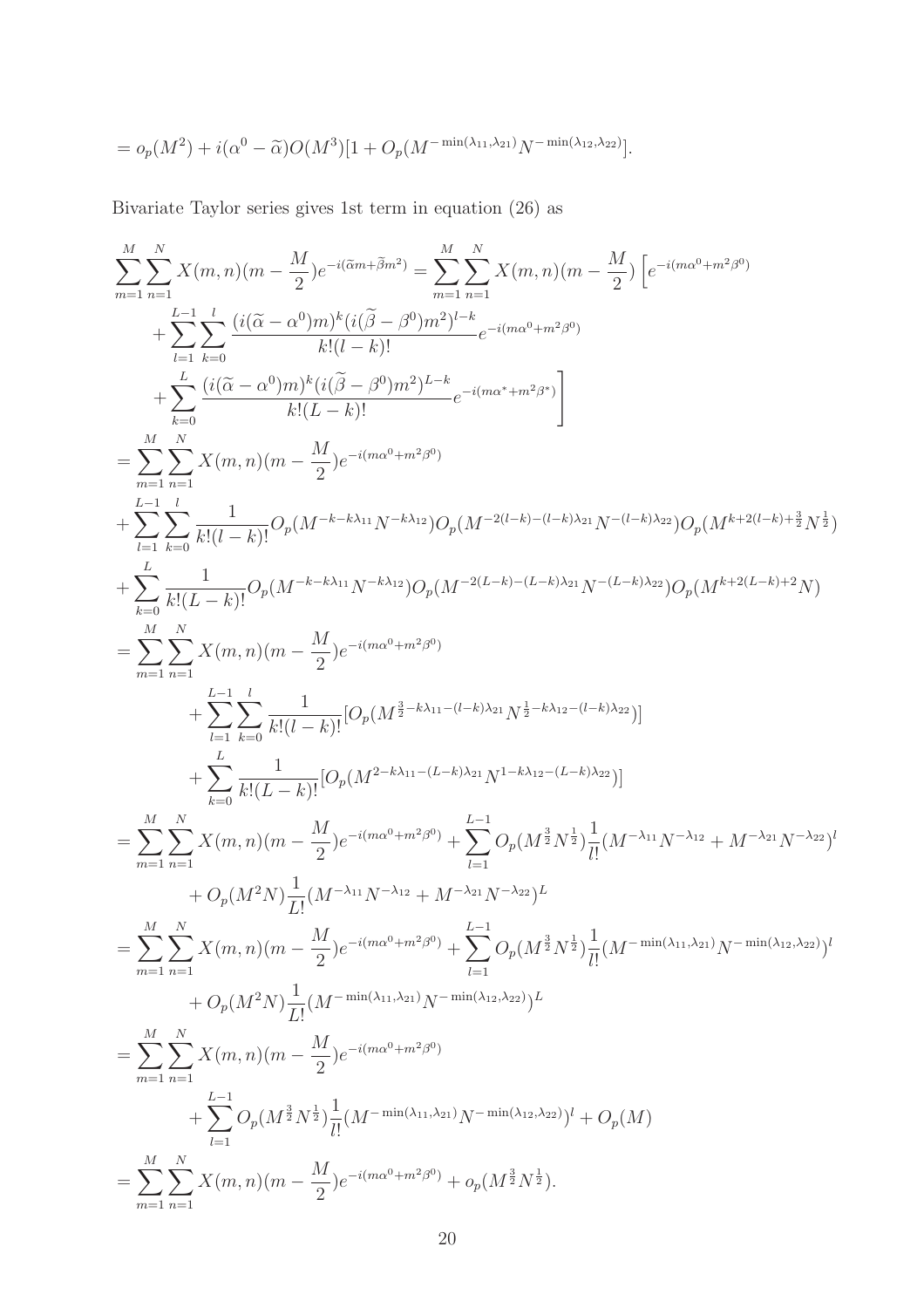$$= o_p(M^2) + i(\alpha^0 - \widetilde{\alpha})O(M^3)[1 + O_p(M^{-\min(\lambda_{11},\lambda_{21})}N^{-\min(\lambda_{12},\lambda_{22})}].$$

Bivariate Taylor series gives 1st term in equation (26) as

$$
\begin{aligned}
&\sum_{m=1}^{M}\sum_{n=1}^{N} X(m,n)(m-\frac{M}{2})e^{-i(\widetilde{\alpha}m+\widetilde{\beta}m^2)} = \sum_{m=1}^{M}\sum_{n=1}^{N} X(m,n)(m-\frac{M}{2})\Big[e^{-i(m\alpha^0+m^2\beta^0)} \\
&\quad + \sum_{l=1}^{L-1}\sum_{k=0}^{l}\frac{(i(\widetilde{\alpha}-\alpha^0)m)^k(i(\widetilde{\beta}-\beta^0)m^2)^{l-k}}{k!(l-k)!}e^{-i(m\alpha^0+m^2\beta^0)} \\
&\quad + \sum_{k=0}^{L}\frac{(i(\widetilde{\alpha}-\alpha^0)m)^k(i(\widetilde{\beta}-\beta^0)m^2)^{L-k}}{k!(L-k)!}e^{-i(m\alpha^*+m^2\beta^*)}\Big] \\
&= \sum_{m=1}^{M}\sum_{n=1}^{N} X(m,n)(m-\frac{M}{2})e^{-i(m\alpha^0+m^2\beta^0)} \\
&+ \sum_{l=1}^{L-1}\sum_{k=0}^{l}\frac{1}{k!(l-k)!}O_p(M^{-k-k\lambda_{11}}N^{-k\lambda_{12}})O_p(M^{-2(l-k)-(l-k)\lambda_{21}}N^{-(l-k)\lambda_{22}})O_p(M^{k+2(l-k)+\frac{3}{2}}N^{\frac{1}{2}}) \\
&+ \sum_{k=0}^{L}\frac{1}{k!(L-k)!}O_p(M^{-k-k\lambda_{11}}N^{-k\lambda_{12}})O_p(M^{-2(L-k)-(L-k)\lambda_{21}}N^{-(L-k)\lambda_{22}})O_p(M^{k+2(L-k)+2}N) \\
&= \sum_{m=1}^{M}\sum_{n=1}^{N} X(m,n)(m-\frac{M}{2})e^{-i(m\alpha^0+m^2\beta^0)} \\
&\qquad + \sum_{l=1}^{L-1}\sum_{k=0}^{l}\frac{1}{k!(l-k)!}[O_p(M^{\frac{3}{2}-k\lambda_{11}-(l-k)\lambda_{21}}N^{\frac{1}{2}-k\lambda_{12}-(l-k)\lambda_{22}})] \\
&\qquad + \sum_{k=0}^{L}\frac{1}{k!(L-k)!}[O_p(M^{2-k\lambda_{11}-(L-k)\lambda_{21}}N^{1-k\lambda_{12}-(L-k)\lambda_{22}})] \\
&= \sum_{m=1}^{M}\sum_{n=1}^{N} X(m,n)(m-\frac{M}{2})e^{-i(m\alpha^0+m^2\beta^0)} + \sum_{l=1}^{L-1}O_p(M^{\frac{3}{2}}N^{\frac{1}{2}})\frac{1}{l!}(M^{-\lambda_{11}}N^{-\lambda_{12}} + M^{-\lambda_{21}}N^{-\lambda_{22}})^l \\
&\qquad + O_p(M^2N)\frac{1}{L!}(M^{-\lambda_{11}}N^{-\lambda_{12}} + M^{-\lambda_{21}}N^{-\lambda_{22}})^L \\
&= \sum_{m=1}^{M}\sum_{n=1}^{N} X(m,n)(m-\frac{M}{2})e^{-i(m\alpha^0+m^2\beta^0)} + \sum_{l=1}^{L-1}O_p(M^{\frac{3}{2}}N^{\frac{1}{2}})\frac{1}{l!}(M^{-\min(\lambda_{11},\lambda_{21})}N^{-\min(\lambda_{12},\lambda_{22})})^l \\
&\qquad + O_p(M^2N)\frac{1}{L!}(M^{-\min(\lambda_{11},\lambda_{21})}N^{-\min(\lambda_{12},\lambda_{22})})^L \\
&= \sum_{m=1}^{M}\sum_{n=1}^{N} X(m,n)(m-\frac{M}{2})e^{-i(m\alpha^0+m^2\beta^0)} \\
&\qquad + \sum_{l=1}^{L-1}O_p(M^{\frac{3}{2}}N^{\frac{1}{2}})\frac{1}{l!}(M^{-\min(\lambda_{11},\lambda_{21})}N^{-\min(\lambda_{12},\lambda_{22})})^l + O_p(M) \\
&= \sum_{m=1}^{M}\sum_{n=1}^{N} X(m,n)(m-\frac{M}{2})e^{-i(m\alpha^0+m^2\beta^0)} + o_p(M^{\frac{3}{2}}N^{\frac{1}{2}}).
\end{aligned}
$$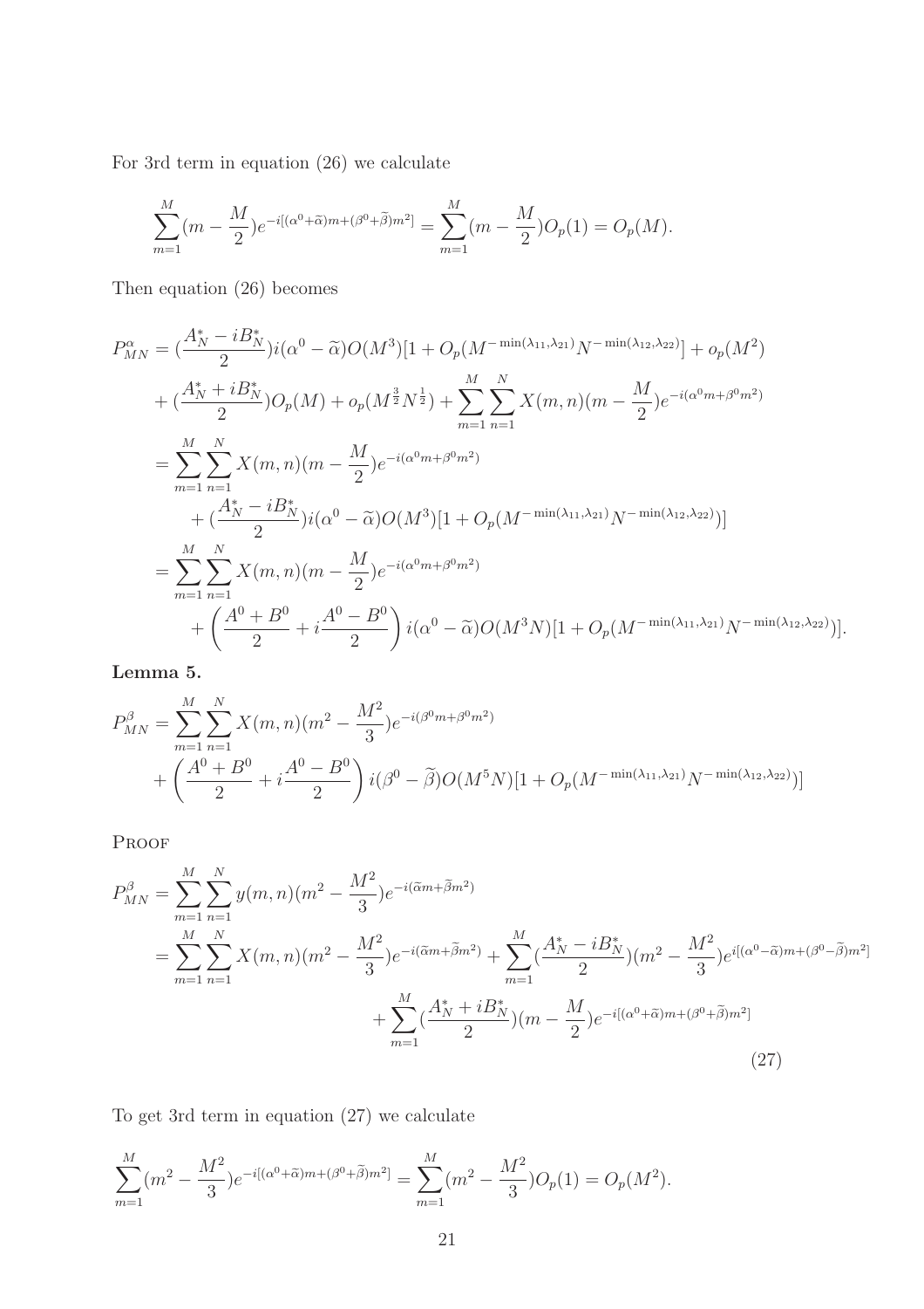For 3rd term in equation (26) we calculate

$$\sum_{m=1}^{M}(m-\frac{M}{2})e^{-i[(\alpha^0+\widetilde{\alpha})m+(\beta^0+\widetilde{\beta})m^2]} = \sum_{m=1}^{M}(m-\frac{M}{2})O_p(1) = O_p(M).$$

Then equation (26) becomes

$$\begin{aligned}
P^{\alpha}_{MN} &= (\frac{A^*_N - iB^*_N}{2})i(\alpha^0-\widetilde{\alpha})O(M^3)[1+O_p(M^{-\min(\lambda_{11},\lambda_{21})}N^{-\min(\lambda_{12},\lambda_{22})}]+o_p(M^2)\\
&\quad + (\frac{A^*_N + iB^*_N}{2})O_p(M) + o_p(M^{\frac{3}{2}}N^{\frac{1}{2}}) + \sum_{m=1}^{M}\sum_{n=1}^{N}X(m,n)(m-\frac{M}{2})e^{-i(\alpha^0 m+\beta^0 m^2)}\\
&= \sum_{m=1}^{M}\sum_{n=1}^{N}X(m,n)(m-\frac{M}{2})e^{-i(\alpha^0 m+\beta^0 m^2)}\\
&\qquad + (\frac{A^*_N - iB^*_N}{2})i(\alpha^0-\widetilde{\alpha})O(M^3)[1+O_p(M^{-\min(\lambda_{11},\lambda_{21})}N^{-\min(\lambda_{12},\lambda_{22})})]\\
&= \sum_{m=1}^{M}\sum_{n=1}^{N}X(m,n)(m-\frac{M}{2})e^{-i(\alpha^0 m+\beta^0 m^2)}\\
&\qquad + \left(\frac{A^0+B^0}{2}+i\frac{A^0-B^0}{2}\right)i(\alpha^0-\widetilde{\alpha})O(M^3N)[1+O_p(M^{-\min(\lambda_{11},\lambda_{21})}N^{-\min(\lambda_{12},\lambda_{22})})].
\end{aligned}$$

**Lemma 5.**

$$\begin{aligned}
P^{\beta}_{MN} &= \sum_{m=1}^{M}\sum_{n=1}^{N}X(m,n)(m^2-\frac{M^2}{3})e^{-i(\beta^0 m+\beta^0 m^2)}\\
&\quad + \left(\frac{A^0+B^0}{2}+i\frac{A^0-B^0}{2}\right)i(\beta^0-\widetilde{\beta})O(M^5N)[1+O_p(M^{-\min(\lambda_{11},\lambda_{21})}N^{-\min(\lambda_{12},\lambda_{22})})]
\end{aligned}$$

PROOF

$$\begin{aligned}
P^{\beta}_{MN} &= \sum_{m=1}^{M}\sum_{n=1}^{N}y(m,n)(m^2-\frac{M^2}{3})e^{-i(\widetilde{\alpha}m+\widetilde{\beta}m^2)}\\
&= \sum_{m=1}^{M}\sum_{n=1}^{N}X(m,n)(m^2-\frac{M^2}{3})e^{-i(\widetilde{\alpha}m+\widetilde{\beta}m^2)} + \sum_{m=1}^{M}(\frac{A^*_N - iB^*_N}{2})(m^2-\frac{M^2}{3})e^{i[(\alpha^0-\widetilde{\alpha})m+(\beta^0-\widetilde{\beta})m^2]}\\
&\qquad + \sum_{m=1}^{M}(\frac{A^*_N + iB^*_N}{2})(m-\frac{M}{2})e^{-i[(\alpha^0+\widetilde{\alpha})m+(\beta^0+\widetilde{\beta})m^2]}
\end{aligned} \tag{27}$$

To get 3rd term in equation (27) we calculate

$$\sum_{m=1}^{M}(m^2-\frac{M^2}{3})e^{-i[(\alpha^0+\widetilde{\alpha})m+(\beta^0+\widetilde{\beta})m^2]} = \sum_{m=1}^{M}(m^2-\frac{M^2}{3})O_p(1) = O_p(M^2).$$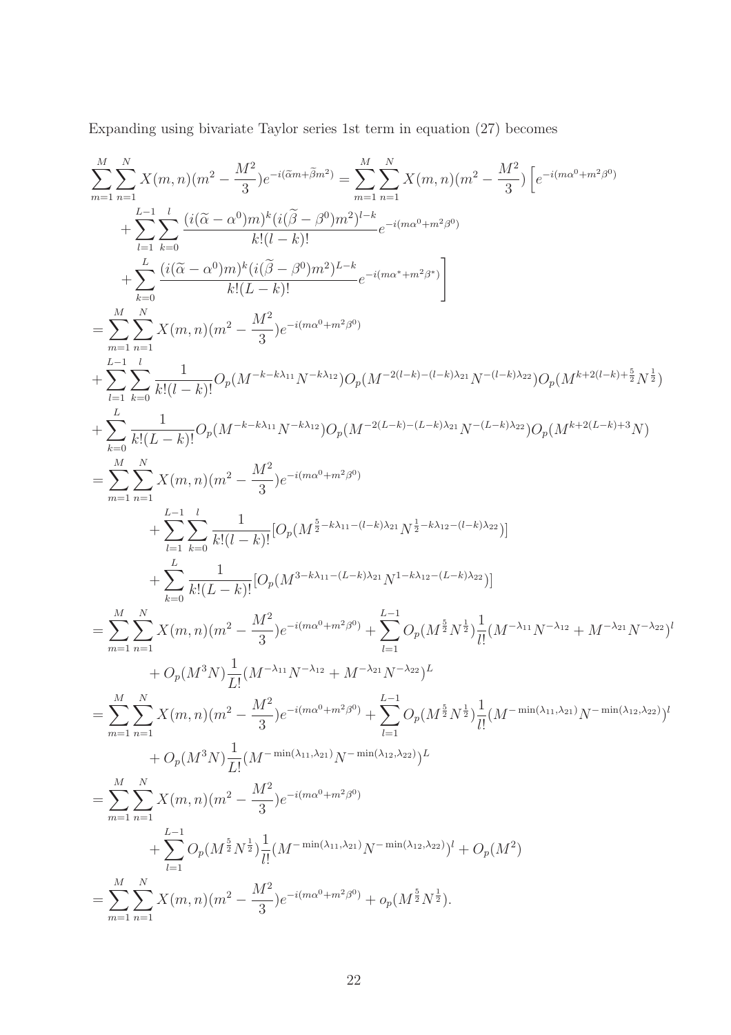Expanding using bivariate Taylor series 1st term in equation (27) becomes

$$
\begin{aligned}
&\sum_{m=1}^{M}\sum_{n=1}^{N} X(m,n)(m^2 - \frac{M^2}{3})e^{-i(\widetilde{\alpha}m+\widetilde{\beta}m^2)} = \sum_{m=1}^{M}\sum_{n=1}^{N} X(m,n)(m^2 - \frac{M^2}{3})\Big[e^{-i(m\alpha^0+m^2\beta^0)} \\
&\quad + \sum_{l=1}^{L-1}\sum_{k=0}^{l} \frac{(i(\widetilde{\alpha}-\alpha^0)m)^k (i(\widetilde{\beta}-\beta^0)m^2)^{l-k}}{k!(l-k)!} e^{-i(m\alpha^0+m^2\beta^0)} \\
&\quad + \sum_{k=0}^{L} \frac{(i(\widetilde{\alpha}-\alpha^0)m)^k (i(\widetilde{\beta}-\beta^0)m^2)^{L-k}}{k!(L-k)!} e^{-i(m\alpha^*+m^2\beta^*)}\Big] \\
&= \sum_{m=1}^{M}\sum_{n=1}^{N} X(m,n)(m^2 - \frac{M^2}{3})e^{-i(m\alpha^0+m^2\beta^0)} \\
&+ \sum_{l=1}^{L-1}\sum_{k=0}^{l} \frac{1}{k!(l-k)!} O_p(M^{-k-k\lambda_{11}}N^{-k\lambda_{12}}) O_p(M^{-2(l-k)-(l-k)\lambda_{21}}N^{-(l-k)\lambda_{22}}) O_p(M^{k+2(l-k)+\frac{5}{2}}N^{\frac{1}{2}}) \\
&+ \sum_{k=0}^{L} \frac{1}{k!(L-k)!} O_p(M^{-k-k\lambda_{11}}N^{-k\lambda_{12}}) O_p(M^{-2(L-k)-(L-k)\lambda_{21}}N^{-(L-k)\lambda_{22}}) O_p(M^{k+2(L-k)+3}N) \\
&= \sum_{m=1}^{M}\sum_{n=1}^{N} X(m,n)(m^2 - \frac{M^2}{3})e^{-i(m\alpha^0+m^2\beta^0)} \\
&\qquad + \sum_{l=1}^{L-1}\sum_{k=0}^{l} \frac{1}{k!(l-k)!}[O_p(M^{\frac{5}{2}-k\lambda_{11}-(l-k)\lambda_{21}}N^{\frac{1}{2}-k\lambda_{12}-(l-k)\lambda_{22}})] \\
&\qquad + \sum_{k=0}^{L} \frac{1}{k!(L-k)!}[O_p(M^{3-k\lambda_{11}-(L-k)\lambda_{21}}N^{1-k\lambda_{12}-(L-k)\lambda_{22}})] \\
&= \sum_{m=1}^{M}\sum_{n=1}^{N} X(m,n)(m^2 - \frac{M^2}{3})e^{-i(m\alpha^0+m^2\beta^0)} + \sum_{l=1}^{L-1} O_p(M^{\frac{5}{2}}N^{\frac{1}{2}})\frac{1}{l!}(M^{-\lambda_{11}}N^{-\lambda_{12}} + M^{-\lambda_{21}}N^{-\lambda_{22}})^l \\
&\qquad + O_p(M^3N)\frac{1}{L!}(M^{-\lambda_{11}}N^{-\lambda_{12}} + M^{-\lambda_{21}}N^{-\lambda_{22}})^L \\
&= \sum_{m=1}^{M}\sum_{n=1}^{N} X(m,n)(m^2 - \frac{M^2}{3})e^{-i(m\alpha^0+m^2\beta^0)} + \sum_{l=1}^{L-1} O_p(M^{\frac{5}{2}}N^{\frac{1}{2}})\frac{1}{l!}(M^{-\min(\lambda_{11},\lambda_{21})}N^{-\min(\lambda_{12},\lambda_{22})})^l \\
&\qquad + O_p(M^3N)\frac{1}{L!}(M^{-\min(\lambda_{11},\lambda_{21})}N^{-\min(\lambda_{12},\lambda_{22})})^L \\
&= \sum_{m=1}^{M}\sum_{n=1}^{N} X(m,n)(m^2 - \frac{M^2}{3})e^{-i(m\alpha^0+m^2\beta^0)} \\
&\qquad + \sum_{l=1}^{L-1} O_p(M^{\frac{5}{2}}N^{\frac{1}{2}})\frac{1}{l!}(M^{-\min(\lambda_{11},\lambda_{21})}N^{-\min(\lambda_{12},\lambda_{22})})^l + O_p(M^2) \\
&= \sum_{m=1}^{M}\sum_{n=1}^{N} X(m,n)(m^2 - \frac{M^2}{3})e^{-i(m\alpha^0+m^2\beta^0)} + o_p(M^{\frac{5}{2}}N^{\frac{1}{2}}).
\end{aligned}
$$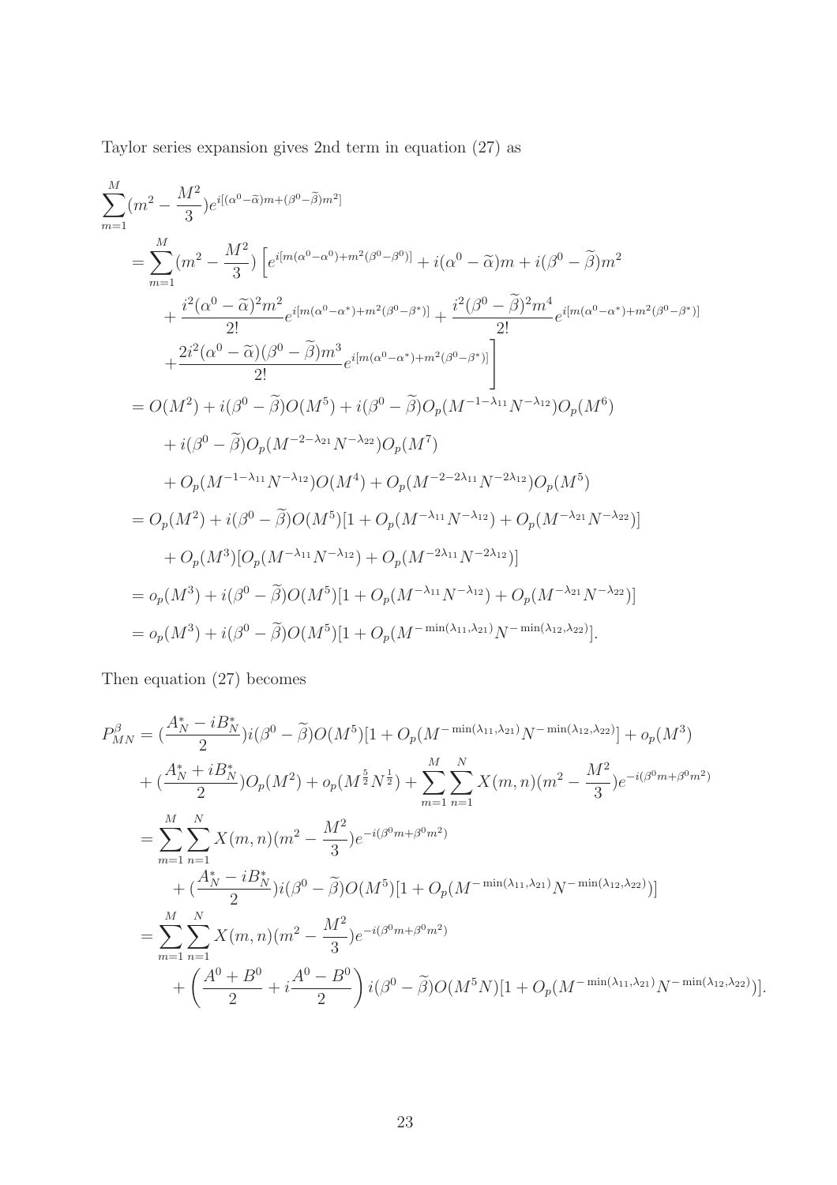Taylor series expansion gives 2nd term in equation (27) as

$$
\begin{aligned}
&\sum_{m=1}^{M}(m^2-\frac{M^2}{3})e^{i[(\alpha^0-\widetilde{\alpha})m+(\beta^0-\widetilde{\beta})m^2]} \\
&=\sum_{m=1}^{M}(m^2-\frac{M^2}{3})\bigg[e^{i[m(\alpha^0-\alpha^0)+m^2(\beta^0-\beta^0)]}+i(\alpha^0-\widetilde{\alpha})m+i(\beta^0-\widetilde{\beta})m^2 \\
&\quad+\frac{i^2(\alpha^0-\widetilde{\alpha})^2m^2}{2!}e^{i[m(\alpha^0-\alpha^*)+m^2(\beta^0-\beta^*)]}+\frac{i^2(\beta^0-\widetilde{\beta})^2m^4}{2!}e^{i[m(\alpha^0-\alpha^*)+m^2(\beta^0-\beta^*)]} \\
&\quad+\frac{2i^2(\alpha^0-\widetilde{\alpha})(\beta^0-\widetilde{\beta})m^3}{2!}e^{i[m(\alpha^0-\alpha^*)+m^2(\beta^0-\beta^*)]}\bigg] \\
&=O(M^2)+i(\beta^0-\widetilde{\beta})O(M^5)+i(\beta^0-\widetilde{\beta})O_p(M^{-1-\lambda_{11}}N^{-\lambda_{12}})O_p(M^6) \\
&\quad+i(\beta^0-\widetilde{\beta})O_p(M^{-2-\lambda_{21}}N^{-\lambda_{22}})O_p(M^7) \\
&\quad+O_p(M^{-1-\lambda_{11}}N^{-\lambda_{12}})O(M^4)+O_p(M^{-2-2\lambda_{11}}N^{-2\lambda_{12}})O_p(M^5) \\
&=O_p(M^2)+i(\beta^0-\widetilde{\beta})O(M^5)[1+O_p(M^{-\lambda_{11}}N^{-\lambda_{12}})+O_p(M^{-\lambda_{21}}N^{-\lambda_{22}})] \\
&\quad+O_p(M^3)[O_p(M^{-\lambda_{11}}N^{-\lambda_{12}})+O_p(M^{-2\lambda_{11}}N^{-2\lambda_{12}})] \\
&=o_p(M^3)+i(\beta^0-\widetilde{\beta})O(M^5)[1+O_p(M^{-\lambda_{11}}N^{-\lambda_{12}})+O_p(M^{-\lambda_{21}}N^{-\lambda_{22}})] \\
&=o_p(M^3)+i(\beta^0-\widetilde{\beta})O(M^5)[1+O_p(M^{-\min(\lambda_{11},\lambda_{21})}N^{-\min(\lambda_{12},\lambda_{22})}].
\end{aligned}
$$

Then equation (27) becomes

$$
\begin{aligned}
P_{MN}^{\beta}&=(\frac{A_N^*-iB_N^*}{2})i(\beta^0-\widetilde{\beta})O(M^5)[1+O_p(M^{-\min(\lambda_{11},\lambda_{21})}N^{-\min(\lambda_{12},\lambda_{22})}]+o_p(M^3) \\
&\quad+(\frac{A_N^*+iB_N^*}{2})O_p(M^2)+o_p(M^{\frac{5}{2}}N^{\frac{1}{2}})+\sum_{m=1}^{M}\sum_{n=1}^{N}X(m,n)(m^2-\frac{M^2}{3})e^{-i(\beta^0m+\beta^0m^2)} \\
&=\sum_{m=1}^{M}\sum_{n=1}^{N}X(m,n)(m^2-\frac{M^2}{3})e^{-i(\beta^0m+\beta^0m^2)} \\
&\quad+(\frac{A_N^*-iB_N^*}{2})i(\beta^0-\widetilde{\beta})O(M^5)[1+O_p(M^{-\min(\lambda_{11},\lambda_{21})}N^{-\min(\lambda_{12},\lambda_{22})})] \\
&=\sum_{m=1}^{M}\sum_{n=1}^{N}X(m,n)(m^2-\frac{M^2}{3})e^{-i(\beta^0m+\beta^0m^2)} \\
&\quad+\left(\frac{A^0+B^0}{2}+i\frac{A^0-B^0}{2}\right)i(\beta^0-\widetilde{\beta})O(M^5N)[1+O_p(M^{-\min(\lambda_{11},\lambda_{21})}N^{-\min(\lambda_{12},\lambda_{22})})].
\end{aligned}
$$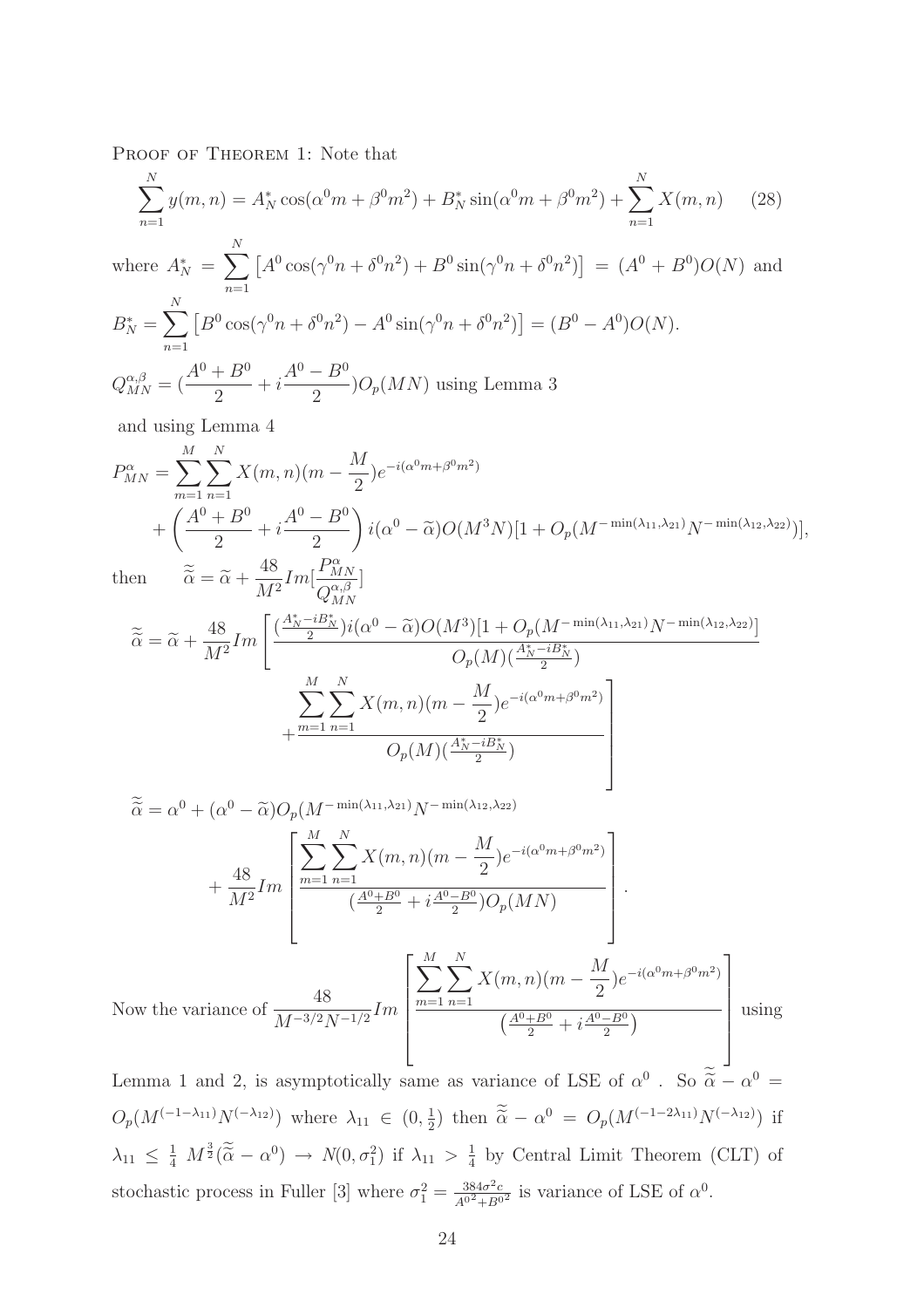PROOF OF THEOREM 1: Note that

$$\sum_{n=1}^{N} y(m,n) = A_N^* \cos(\alpha^0 m + \beta^0 m^2) + B_N^* \sin(\alpha^0 m + \beta^0 m^2) + \sum_{n=1}^{N} X(m,n) \qquad (28)$$

where $A_N^* = \sum_{n=1}^{N} \left[A^0 \cos(\gamma^0 n + \delta^0 n^2) + B^0 \sin(\gamma^0 n + \delta^0 n^2)\right] = (A^0 + B^0)O(N)$ and

$B_N^* = \sum_{n=1}^{N} \left[B^0 \cos(\gamma^0 n + \delta^0 n^2) - A^0 \sin(\gamma^0 n + \delta^0 n^2)\right] = (B^0 - A^0)O(N).$

$Q_{MN}^{\alpha,\beta} = (\frac{A^0+B^0}{2} + i\frac{A^0-B^0}{2})O_p(MN)$ using Lemma 3

and using Lemma 4

$$P_{MN}^{\alpha} = \sum_{m=1}^{M}\sum_{n=1}^{N} X(m,n)(m - \frac{M}{2})e^{-i(\alpha^0 m + \beta^0 m^2)} + \left(\frac{A^0+B^0}{2} + i\frac{A^0-B^0}{2}\right) i(\alpha^0 - \widetilde{\alpha})O(M^3 N)[1 + O_p(M^{-\min(\lambda_{11},\lambda_{21})}N^{-\min(\lambda_{12},\lambda_{22})})],$$

then $\qquad \widetilde{\widetilde{\alpha}} = \widetilde{\alpha} + \frac{48}{M^2} Im[\frac{P_{MN}^{\alpha}}{Q_{MN}^{\alpha,\beta}}]$

$$\widetilde{\widetilde{\alpha}} = \widetilde{\alpha} + \frac{48}{M^2} Im\left[\frac{(\frac{A_N^*-iB_N^*}{2})i(\alpha^0 - \widetilde{\alpha})O(M^3)[1 + O_p(M^{-\min(\lambda_{11},\lambda_{21})}N^{-\min(\lambda_{12},\lambda_{22})})]}{O_p(M)(\frac{A_N^*-iB_N^*}{2})} + \frac{\sum_{m=1}^{M}\sum_{n=1}^{N} X(m,n)(m-\frac{M}{2})e^{-i(\alpha^0 m + \beta^0 m^2)}}{O_p(M)(\frac{A_N^*-iB_N^*}{2})}\right]$$

$$\widetilde{\widetilde{\alpha}} = \alpha^0 + (\alpha^0 - \widetilde{\alpha})O_p(M^{-\min(\lambda_{11},\lambda_{21})}N^{-\min(\lambda_{12},\lambda_{22})}) + \frac{48}{M^2} Im\left[\frac{\sum_{m=1}^{M}\sum_{n=1}^{N} X(m,n)(m-\frac{M}{2})e^{-i(\alpha^0 m + \beta^0 m^2)}}{(\frac{A^0+B^0}{2} + i\frac{A^0-B^0}{2})O_p(MN)}\right].$$

Now the variance of $\frac{48}{M^{-3/2}N^{-1/2}} Im\left[\frac{\sum_{m=1}^{M}\sum_{n=1}^{N} X(m,n)(m-\frac{M}{2})e^{-i(\alpha^0 m + \beta^0 m^2)}}{\left(\frac{A^0+B^0}{2} + i\frac{A^0-B^0}{2}\right)}\right]$ using Lemma 1 and 2, is asymptotically same as variance of LSE of $\alpha^0$ . So $\widetilde{\widetilde{\alpha}} - \alpha^0 = O_p(M^{(-1-\lambda_{11})}N^{(-\lambda_{12})})$ where $\lambda_{11} \in (0, \frac{1}{2})$ then $\widetilde{\widetilde{\alpha}} - \alpha^0 = O_p(M^{(-1-2\lambda_{11})}N^{(-\lambda_{12})})$ if $\lambda_{11} \leq \frac{1}{4}$ $M^{\frac{3}{2}}(\widetilde{\widetilde{\alpha}} - \alpha^0) \to N(0, \sigma_1^2)$ if $\lambda_{11} > \frac{1}{4}$ by Central Limit Theorem (CLT) of stochastic process in Fuller [3] where $\sigma_1^2 = \frac{384\sigma^2 c}{A^{0^2}+B^{0^2}}$ is variance of LSE of $\alpha^0$.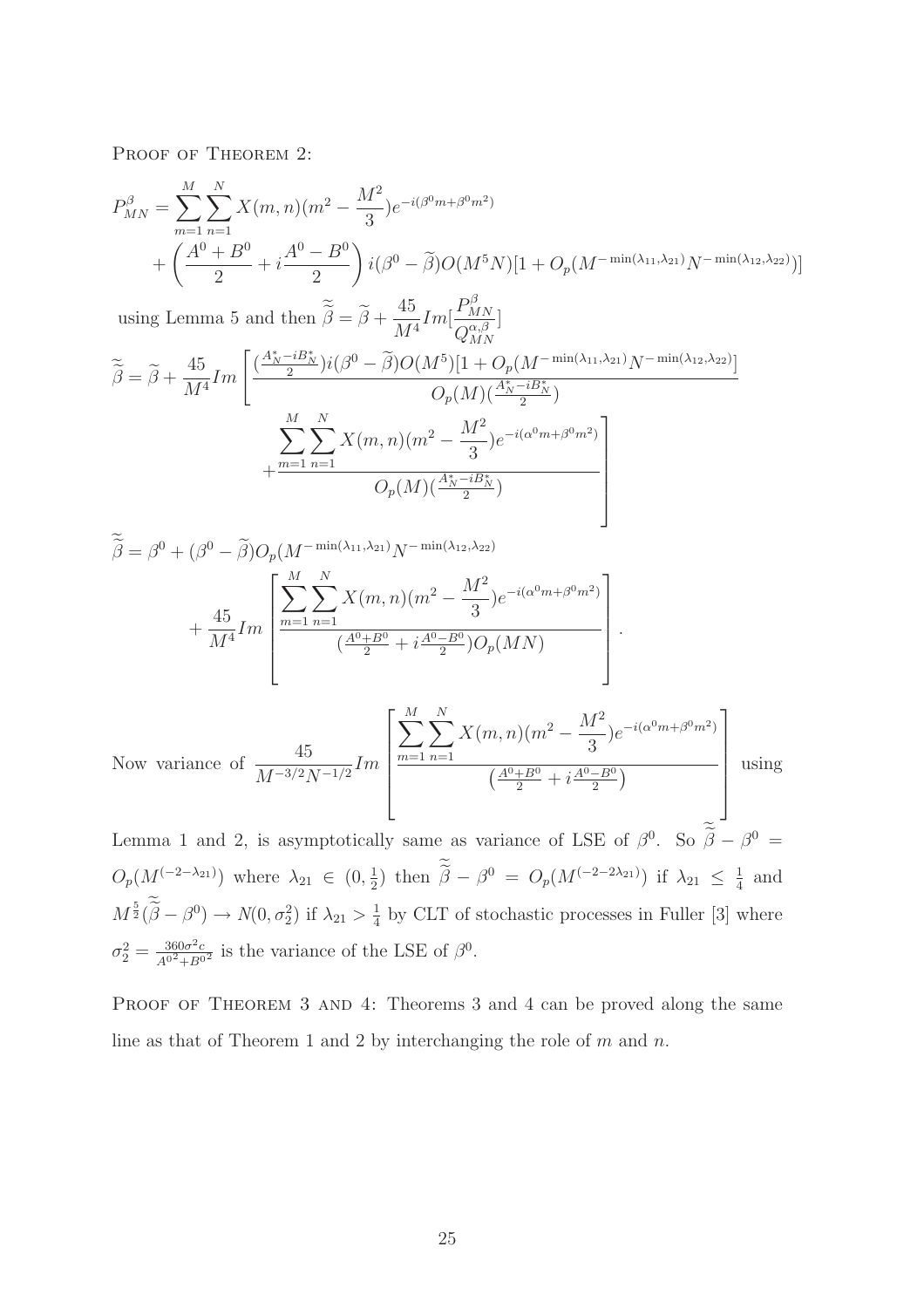Proof of Theorem 2:

$$
\begin{aligned}
P^{\beta}_{MN} &= \sum_{m=1}^{M}\sum_{n=1}^{N} X(m,n)(m^2 - \frac{M^2}{3})e^{-i(\beta^0 m + \beta^0 m^2)} \\
&+ \left(\frac{A^0+B^0}{2} + i\frac{A^0-B^0}{2}\right) i(\beta^0 - \widetilde{\beta}) O(M^5 N)[1 + O_p(M^{-\min(\lambda_{11},\lambda_{21})}N^{-\min(\lambda_{12},\lambda_{22})})]
\end{aligned}
$$

using Lemma 5 and then $\widetilde{\widetilde{\beta}} = \widetilde{\beta} + \frac{45}{M^4} Im[\frac{P^{\beta}_{MN}}{Q^{\alpha,\beta}_{MN}}]$

$$
\widetilde{\widetilde{\beta}} = \widetilde{\beta} + \frac{45}{M^4} Im\left[\frac{(\frac{A^*_N - iB^*_N}{2}) i(\beta^0 - \widetilde{\beta}) O(M^5)[1 + O_p(M^{-\min(\lambda_{11},\lambda_{21})}N^{-\min(\lambda_{12},\lambda_{22})})]}{O_p(M)(\frac{A^*_N - iB^*_N}{2})} + \frac{\sum_{m=1}^{M}\sum_{n=1}^{N} X(m,n)(m^2 - \frac{M^2}{3})e^{-i(\alpha^0 m + \beta^0 m^2)}}{O_p(M)(\frac{A^*_N - iB^*_N}{2})}\right]
$$

$$
\widetilde{\widetilde{\beta}} = \beta^0 + (\beta^0 - \widetilde{\beta}) O_p(M^{-\min(\lambda_{11},\lambda_{21})}N^{-\min(\lambda_{12},\lambda_{22})}) + \frac{45}{M^4} Im\left[\frac{\sum_{m=1}^{M}\sum_{n=1}^{N} X(m,n)(m^2 - \frac{M^2}{3})e^{-i(\alpha^0 m + \beta^0 m^2)}}{(\frac{A^0+B^0}{2} + i\frac{A^0-B^0}{2}) O_p(MN)}\right].
$$

Now variance of $\frac{45}{M^{-3/2}N^{-1/2}} Im\left[\frac{\sum_{m=1}^{M}\sum_{n=1}^{N} X(m,n)(m^2 - \frac{M^2}{3})e^{-i(\alpha^0 m + \beta^0 m^2)}}{\left(\frac{A^0+B^0}{2} + i\frac{A^0-B^0}{2}\right)}\right]$ using Lemma 1 and 2, is asymptotically same as variance of LSE of $\beta^0$. So $\widetilde{\widetilde{\beta}} - \beta^0 = O_p(M^{(-2-\lambda_{21})})$ where $\lambda_{21} \in (0, \frac{1}{2})$ then $\widetilde{\widetilde{\beta}} - \beta^0 = O_p(M^{(-2-2\lambda_{21})})$ if $\lambda_{21} \leq \frac{1}{4}$ and $M^{\frac{5}{2}}(\widetilde{\widetilde{\beta}} - \beta^0) \rightarrow N(0, \sigma_2^2)$ if $\lambda_{21} > \frac{1}{4}$ by CLT of stochastic processes in Fuller [3] where $\sigma_2^2 = \frac{360\sigma^2 c}{A^{0^2} + B^{0^2}}$ is the variance of the LSE of $\beta^0$.

Proof of Theorem 3 and 4: Theorems 3 and 4 can be proved along the same line as that of Theorem 1 and 2 by interchanging the role of $m$ and $n$.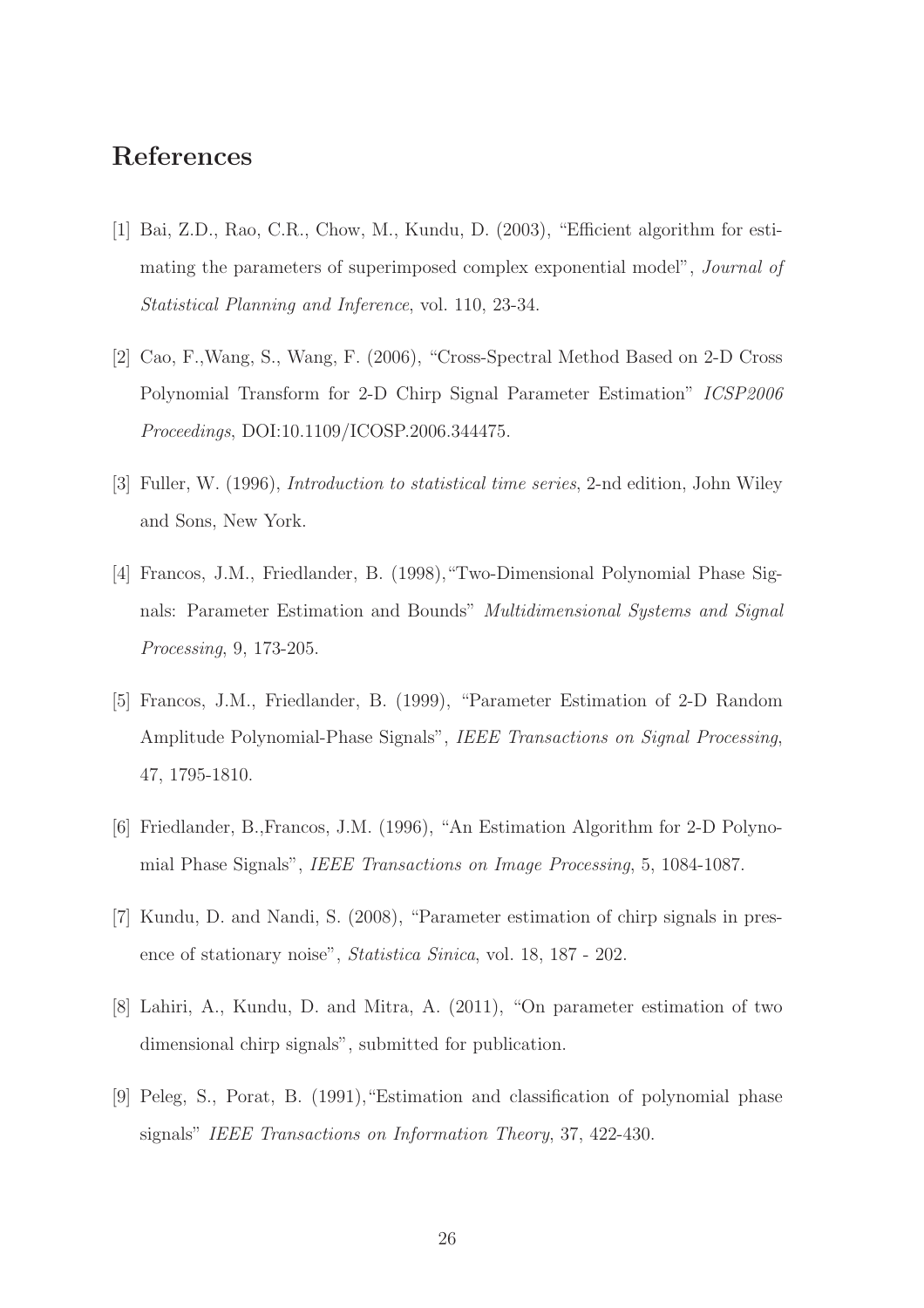# References

[1] Bai, Z.D., Rao, C.R., Chow, M., Kundu, D. (2003), "Efficient algorithm for estimating the parameters of superimposed complex exponential model", *Journal of Statistical Planning and Inference*, vol. 110, 23-34.

[2] Cao, F.,Wang, S., Wang, F. (2006), "Cross-Spectral Method Based on 2-D Cross Polynomial Transform for 2-D Chirp Signal Parameter Estimation" *ICSP2006 Proceedings*, DOI:10.1109/ICOSP.2006.344475.

[3] Fuller, W. (1996), *Introduction to statistical time series*, 2-nd edition, John Wiley and Sons, New York.

[4] Francos, J.M., Friedlander, B. (1998),"Two-Dimensional Polynomial Phase Signals: Parameter Estimation and Bounds" *Multidimensional Systems and Signal Processing*, 9, 173-205.

[5] Francos, J.M., Friedlander, B. (1999), "Parameter Estimation of 2-D Random Amplitude Polynomial-Phase Signals", *IEEE Transactions on Signal Processing*, 47, 1795-1810.

[6] Friedlander, B.,Francos, J.M. (1996), "An Estimation Algorithm for 2-D Polynomial Phase Signals", *IEEE Transactions on Image Processing*, 5, 1084-1087.

[7] Kundu, D. and Nandi, S. (2008), "Parameter estimation of chirp signals in presence of stationary noise", *Statistica Sinica*, vol. 18, 187 - 202.

[8] Lahiri, A., Kundu, D. and Mitra, A. (2011), "On parameter estimation of two dimensional chirp signals", submitted for publication.

[9] Peleg, S., Porat, B. (1991),"Estimation and classification of polynomial phase signals" *IEEE Transactions on Information Theory*, 37, 422-430.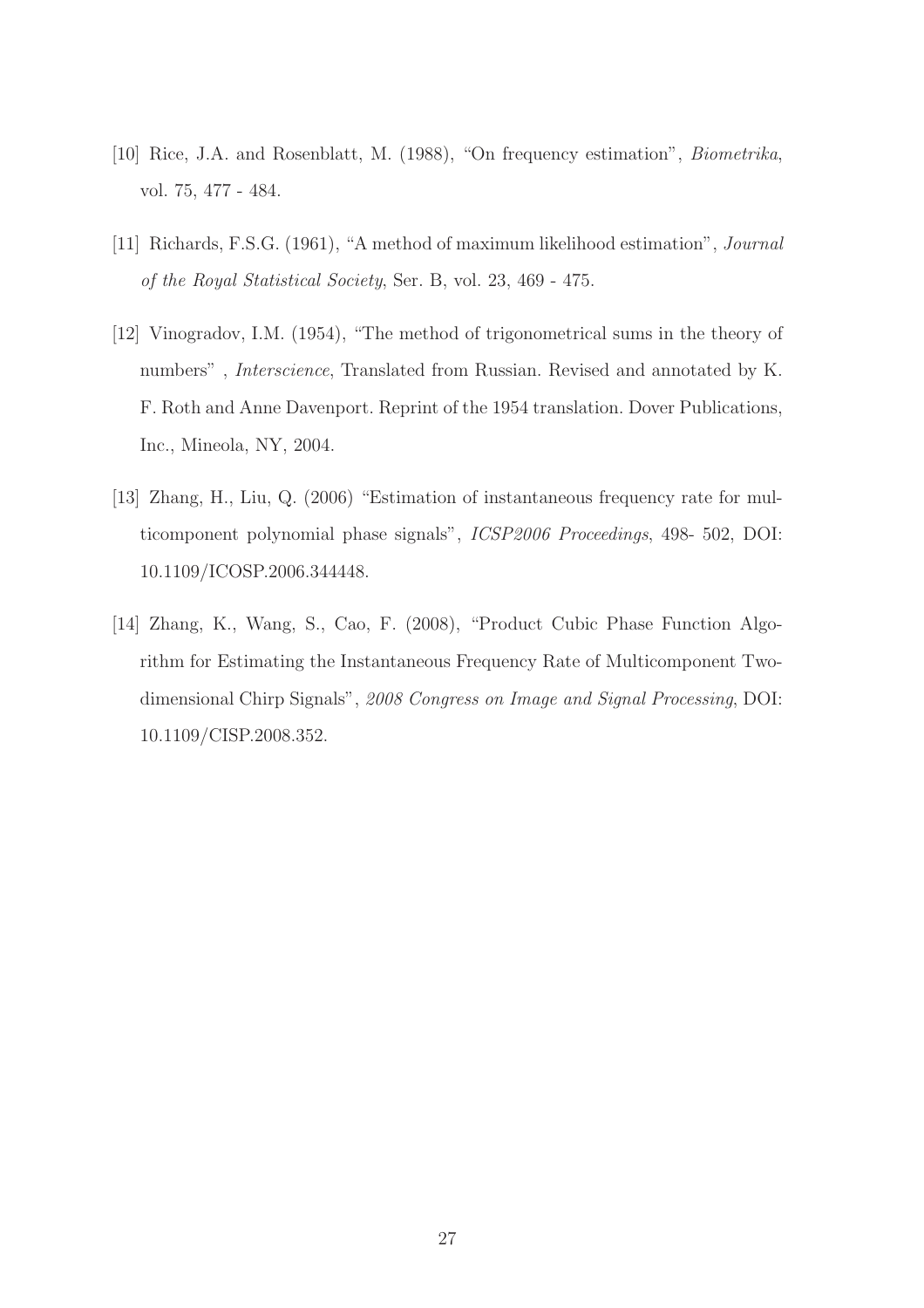[10] Rice, J.A. and Rosenblatt, M. (1988), "On frequency estimation", *Biometrika*, vol. 75, 477 - 484.

[11] Richards, F.S.G. (1961), "A method of maximum likelihood estimation", *Journal of the Royal Statistical Society*, Ser. B, vol. 23, 469 - 475.

[12] Vinogradov, I.M. (1954), "The method of trigonometrical sums in the theory of numbers" , *Interscience*, Translated from Russian. Revised and annotated by K. F. Roth and Anne Davenport. Reprint of the 1954 translation. Dover Publications, Inc., Mineola, NY, 2004.

[13] Zhang, H., Liu, Q. (2006) "Estimation of instantaneous frequency rate for multicomponent polynomial phase signals", *ICSP2006 Proceedings*, 498- 502, DOI: 10.1109/ICOSP.2006.344448.

[14] Zhang, K., Wang, S., Cao, F. (2008), "Product Cubic Phase Function Algorithm for Estimating the Instantaneous Frequency Rate of Multicomponent Two-dimensional Chirp Signals", *2008 Congress on Image and Signal Processing*, DOI: 10.1109/CISP.2008.352.